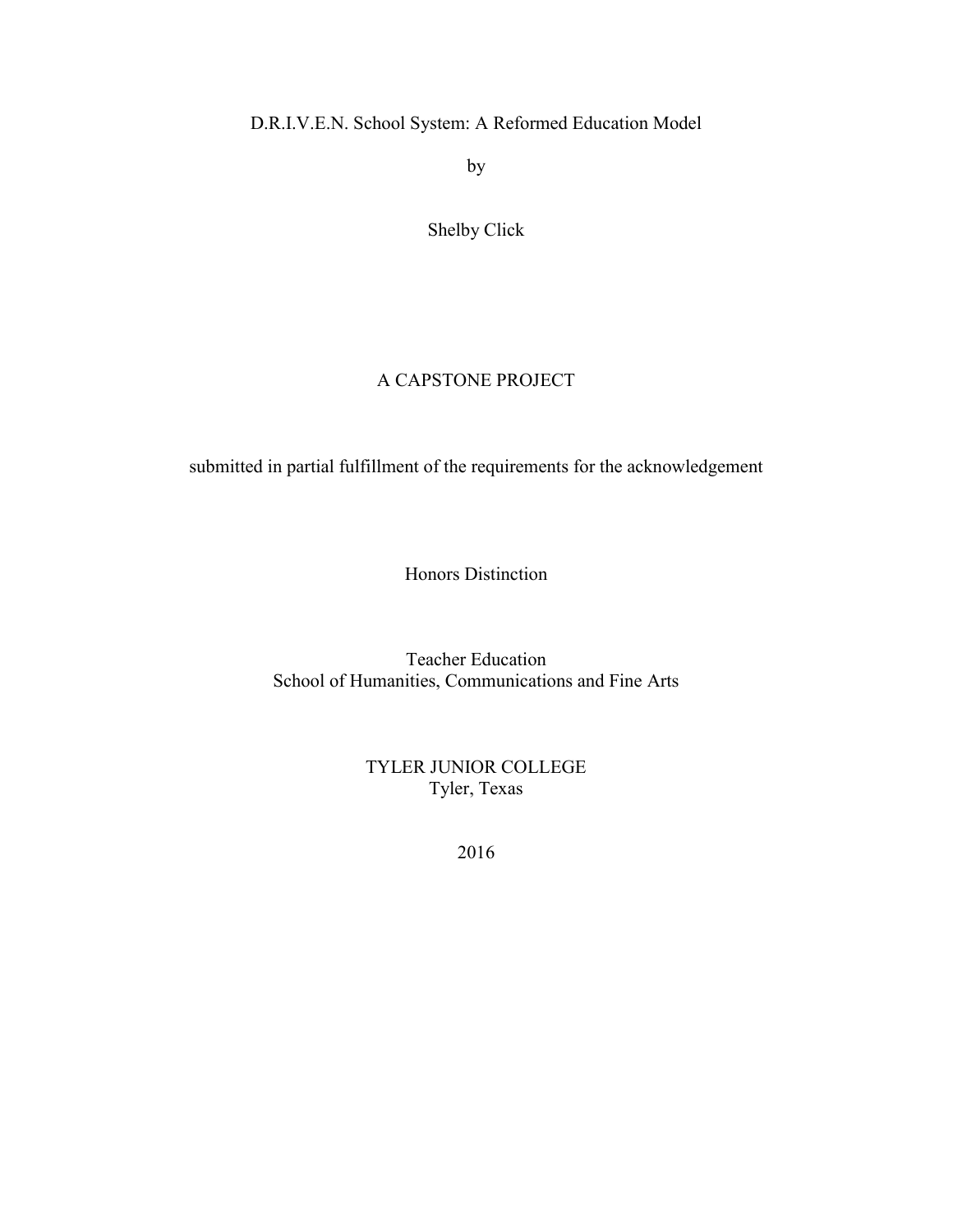# D.R.I.V.E.N. School System: A Reformed Education Model

by

Shelby Click

A CAPSTONE PROJECT

submitted in partial fulfillment of the requirements for the acknowledgement

Honors Distinction

Teacher Education
School of Humanities, Communications and Fine Arts

TYLER JUNIOR COLLEGE
Tyler, Texas

2016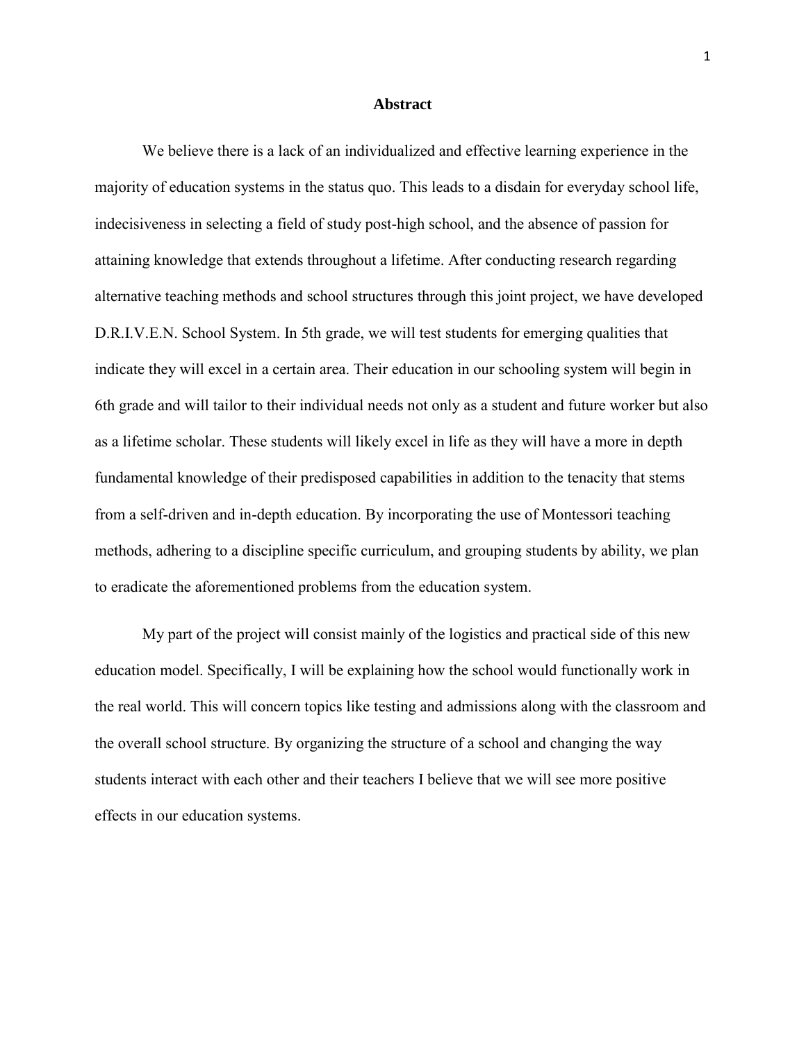## Abstract

We believe there is a lack of an individualized and effective learning experience in the majority of education systems in the status quo. This leads to a disdain for everyday school life, indecisiveness in selecting a field of study post-high school, and the absence of passion for attaining knowledge that extends throughout a lifetime. After conducting research regarding alternative teaching methods and school structures through this joint project, we have developed D.R.I.V.E.N. School System. In 5th grade, we will test students for emerging qualities that indicate they will excel in a certain area. Their education in our schooling system will begin in 6th grade and will tailor to their individual needs not only as a student and future worker but also as a lifetime scholar. These students will likely excel in life as they will have a more in depth fundamental knowledge of their predisposed capabilities in addition to the tenacity that stems from a self-driven and in-depth education. By incorporating the use of Montessori teaching methods, adhering to a discipline specific curriculum, and grouping students by ability, we plan to eradicate the aforementioned problems from the education system.

My part of the project will consist mainly of the logistics and practical side of this new education model. Specifically, I will be explaining how the school would functionally work in the real world. This will concern topics like testing and admissions along with the classroom and the overall school structure. By organizing the structure of a school and changing the way students interact with each other and their teachers I believe that we will see more positive effects in our education systems.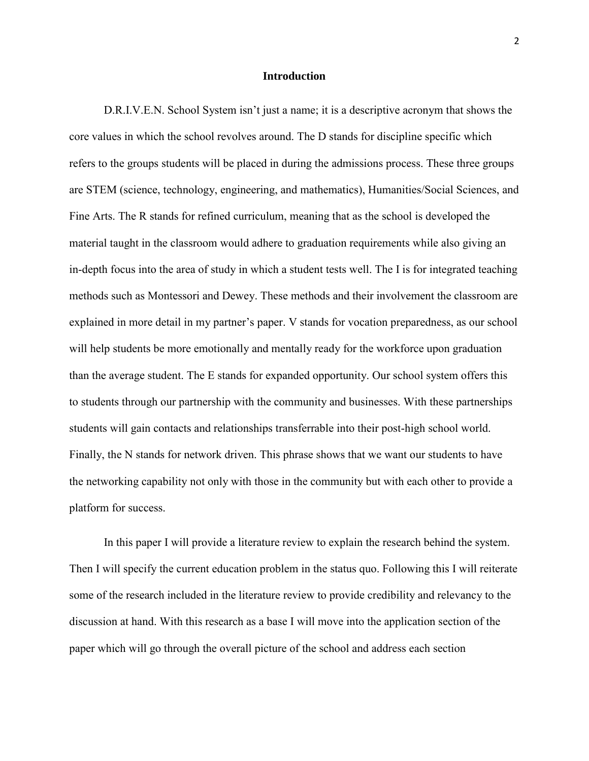## Introduction

D.R.I.V.E.N. School System isn't just a name; it is a descriptive acronym that shows the core values in which the school revolves around. The D stands for discipline specific which refers to the groups students will be placed in during the admissions process. These three groups are STEM (science, technology, engineering, and mathematics), Humanities/Social Sciences, and Fine Arts. The R stands for refined curriculum, meaning that as the school is developed the material taught in the classroom would adhere to graduation requirements while also giving an in-depth focus into the area of study in which a student tests well. The I is for integrated teaching methods such as Montessori and Dewey. These methods and their involvement the classroom are explained in more detail in my partner's paper. V stands for vocation preparedness, as our school will help students be more emotionally and mentally ready for the workforce upon graduation than the average student. The E stands for expanded opportunity. Our school system offers this to students through our partnership with the community and businesses. With these partnerships students will gain contacts and relationships transferrable into their post-high school world. Finally, the N stands for network driven. This phrase shows that we want our students to have the networking capability not only with those in the community but with each other to provide a platform for success.

In this paper I will provide a literature review to explain the research behind the system. Then I will specify the current education problem in the status quo. Following this I will reiterate some of the research included in the literature review to provide credibility and relevancy to the discussion at hand. With this research as a base I will move into the application section of the paper which will go through the overall picture of the school and address each section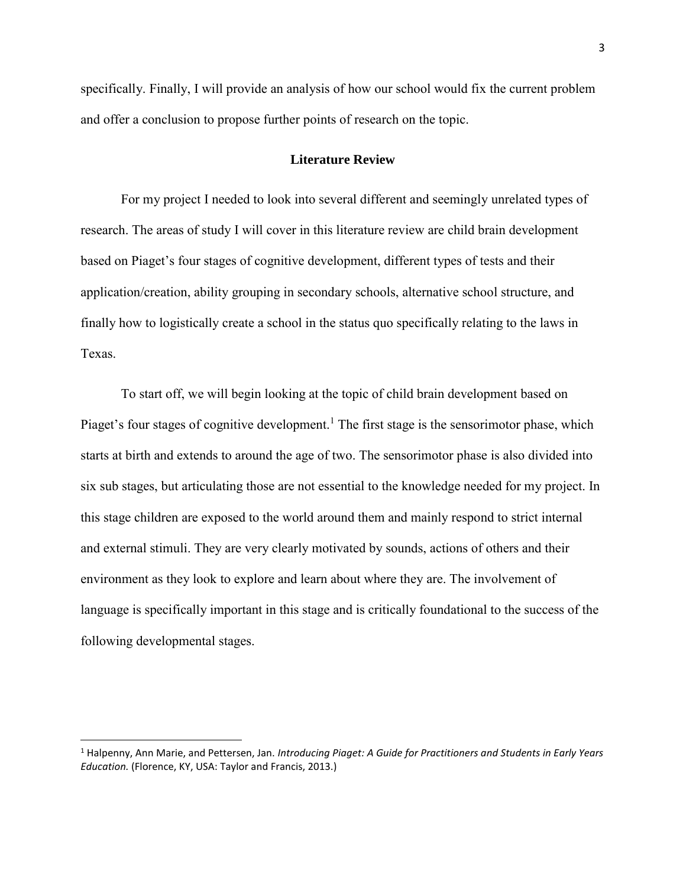specifically. Finally, I will provide an analysis of how our school would fix the current problem and offer a conclusion to propose further points of research on the topic.

## Literature Review

For my project I needed to look into several different and seemingly unrelated types of research. The areas of study I will cover in this literature review are child brain development based on Piaget's four stages of cognitive development, different types of tests and their application/creation, ability grouping in secondary schools, alternative school structure, and finally how to logistically create a school in the status quo specifically relating to the laws in Texas.

To start off, we will begin looking at the topic of child brain development based on Piaget's four stages of cognitive development.[1] The first stage is the sensorimotor phase, which starts at birth and extends to around the age of two. The sensorimotor phase is also divided into six sub stages, but articulating those are not essential to the knowledge needed for my project. In this stage children are exposed to the world around them and mainly respond to strict internal and external stimuli. They are very clearly motivated by sounds, actions of others and their environment as they look to explore and learn about where they are. The involvement of language is specifically important in this stage and is critically foundational to the success of the following developmental stages.

---

[1] Halpenny, Ann Marie, and Pettersen, Jan. *Introducing Piaget: A Guide for Practitioners and Students in Early Years Education.* (Florence, KY, USA: Taylor and Francis, 2013.)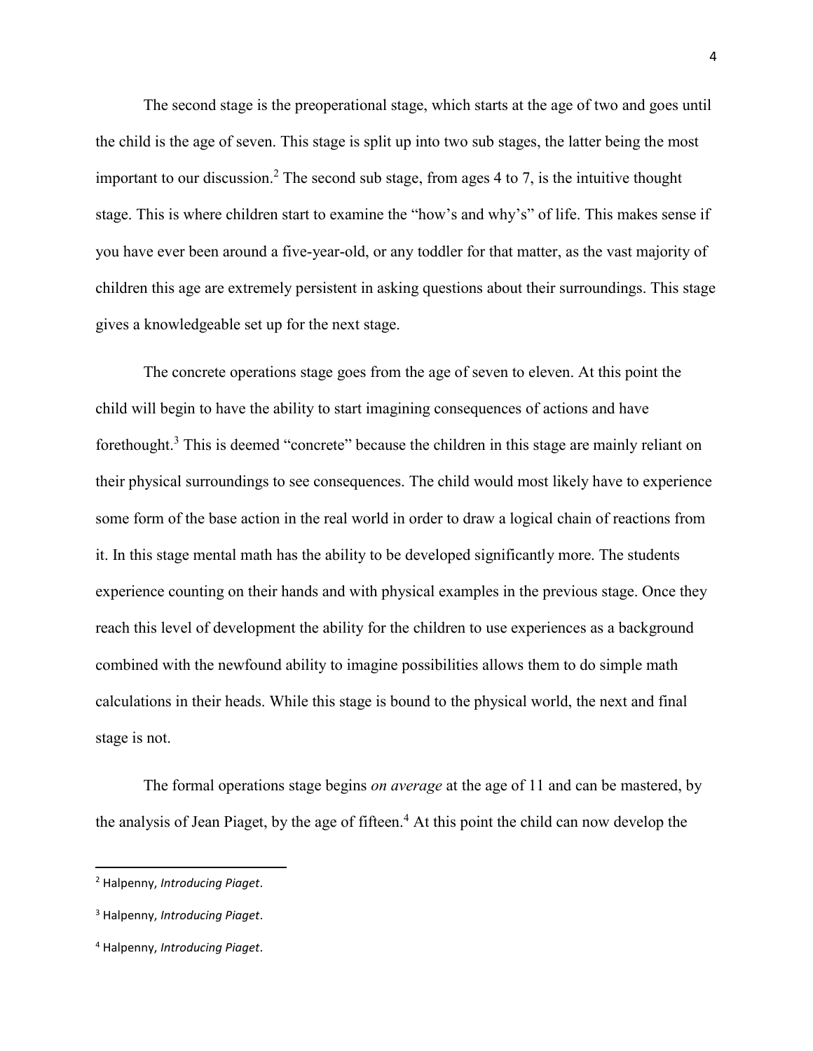The second stage is the preoperational stage, which starts at the age of two and goes until the child is the age of seven. This stage is split up into two sub stages, the latter being the most important to our discussion.[2] The second sub stage, from ages 4 to 7, is the intuitive thought stage. This is where children start to examine the "how's and why's" of life. This makes sense if you have ever been around a five-year-old, or any toddler for that matter, as the vast majority of children this age are extremely persistent in asking questions about their surroundings. This stage gives a knowledgeable set up for the next stage.

The concrete operations stage goes from the age of seven to eleven. At this point the child will begin to have the ability to start imagining consequences of actions and have forethought.[3] This is deemed "concrete" because the children in this stage are mainly reliant on their physical surroundings to see consequences. The child would most likely have to experience some form of the base action in the real world in order to draw a logical chain of reactions from it. In this stage mental math has the ability to be developed significantly more. The students experience counting on their hands and with physical examples in the previous stage. Once they reach this level of development the ability for the children to use experiences as a background combined with the newfound ability to imagine possibilities allows them to do simple math calculations in their heads. While this stage is bound to the physical world, the next and final stage is not.

The formal operations stage begins *on average* at the age of 11 and can be mastered, by the analysis of Jean Piaget, by the age of fifteen.[4] At this point the child can now develop the

---

[2] Halpenny, *Introducing Piaget*.

[3] Halpenny, *Introducing Piaget*.

[4] Halpenny, *Introducing Piaget*.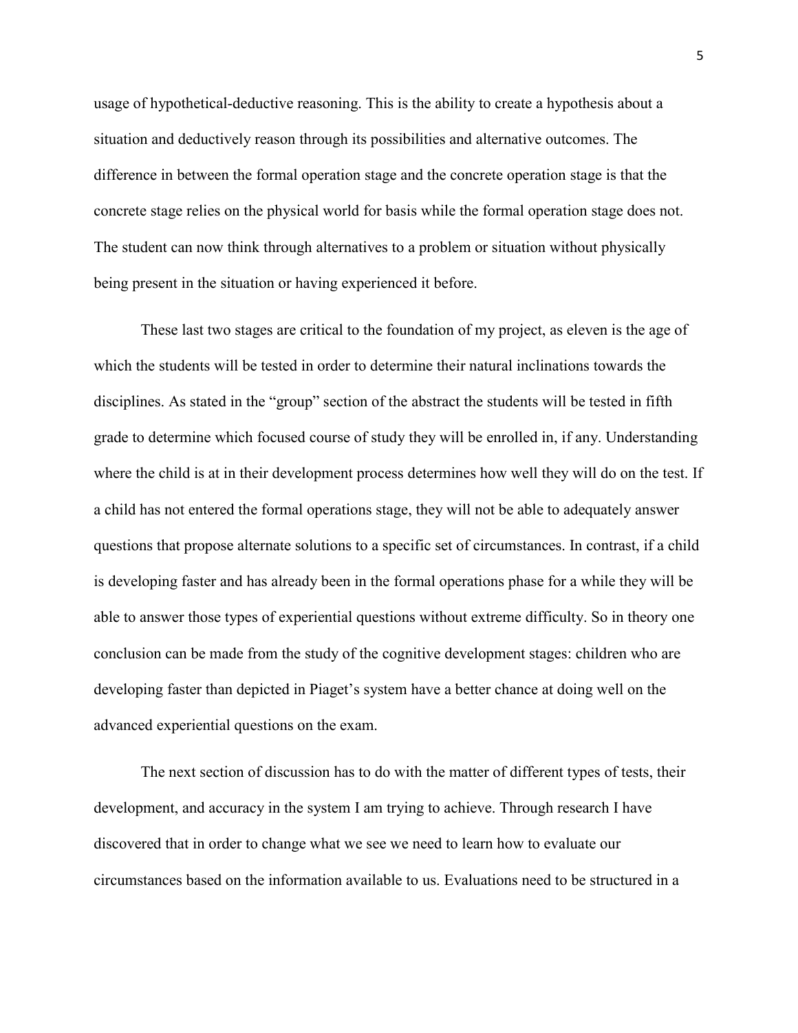usage of hypothetical-deductive reasoning. This is the ability to create a hypothesis about a situation and deductively reason through its possibilities and alternative outcomes. The difference in between the formal operation stage and the concrete operation stage is that the concrete stage relies on the physical world for basis while the formal operation stage does not. The student can now think through alternatives to a problem or situation without physically being present in the situation or having experienced it before.

These last two stages are critical to the foundation of my project, as eleven is the age of which the students will be tested in order to determine their natural inclinations towards the disciplines. As stated in the "group" section of the abstract the students will be tested in fifth grade to determine which focused course of study they will be enrolled in, if any. Understanding where the child is at in their development process determines how well they will do on the test. If a child has not entered the formal operations stage, they will not be able to adequately answer questions that propose alternate solutions to a specific set of circumstances. In contrast, if a child is developing faster and has already been in the formal operations phase for a while they will be able to answer those types of experiential questions without extreme difficulty. So in theory one conclusion can be made from the study of the cognitive development stages: children who are developing faster than depicted in Piaget's system have a better chance at doing well on the advanced experiential questions on the exam.

The next section of discussion has to do with the matter of different types of tests, their development, and accuracy in the system I am trying to achieve. Through research I have discovered that in order to change what we see we need to learn how to evaluate our circumstances based on the information available to us. Evaluations need to be structured in a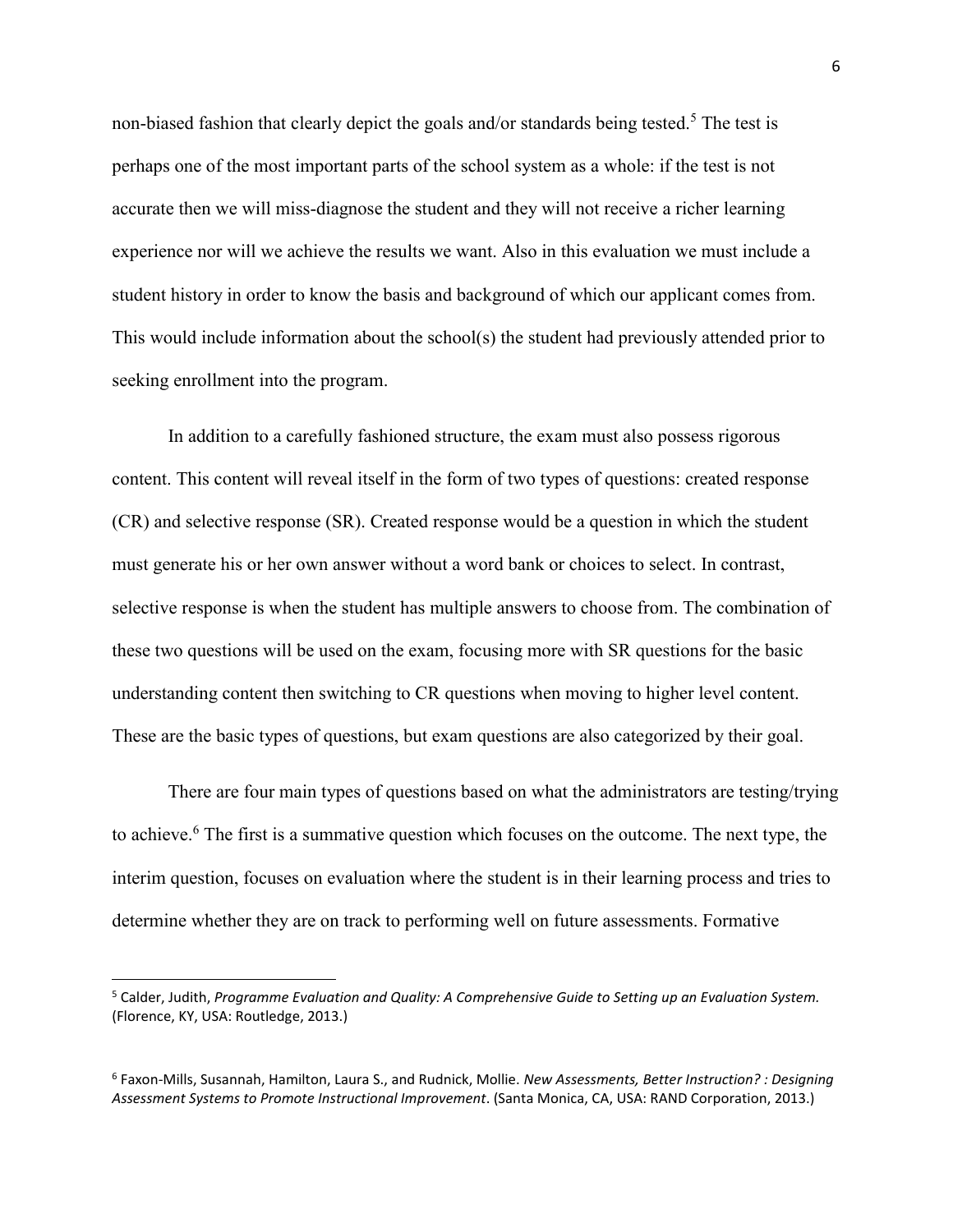non-biased fashion that clearly depict the goals and/or standards being tested.[5] The test is perhaps one of the most important parts of the school system as a whole: if the test is not accurate then we will miss-diagnose the student and they will not receive a richer learning experience nor will we achieve the results we want. Also in this evaluation we must include a student history in order to know the basis and background of which our applicant comes from. This would include information about the school(s) the student had previously attended prior to seeking enrollment into the program.

In addition to a carefully fashioned structure, the exam must also possess rigorous content. This content will reveal itself in the form of two types of questions: created response (CR) and selective response (SR). Created response would be a question in which the student must generate his or her own answer without a word bank or choices to select. In contrast, selective response is when the student has multiple answers to choose from. The combination of these two questions will be used on the exam, focusing more with SR questions for the basic understanding content then switching to CR questions when moving to higher level content. These are the basic types of questions, but exam questions are also categorized by their goal.

There are four main types of questions based on what the administrators are testing/trying to achieve.[6] The first is a summative question which focuses on the outcome. The next type, the interim question, focuses on evaluation where the student is in their learning process and tries to determine whether they are on track to performing well on future assessments. Formative

---

[5] Calder, Judith, *Programme Evaluation and Quality: A Comprehensive Guide to Setting up an Evaluation System.* (Florence, KY, USA: Routledge, 2013.)

[6] Faxon-Mills, Susannah, Hamilton, Laura S., and Rudnick, Mollie. *New Assessments, Better Instruction? : Designing Assessment Systems to Promote Instructional Improvement*. (Santa Monica, CA, USA: RAND Corporation, 2013.)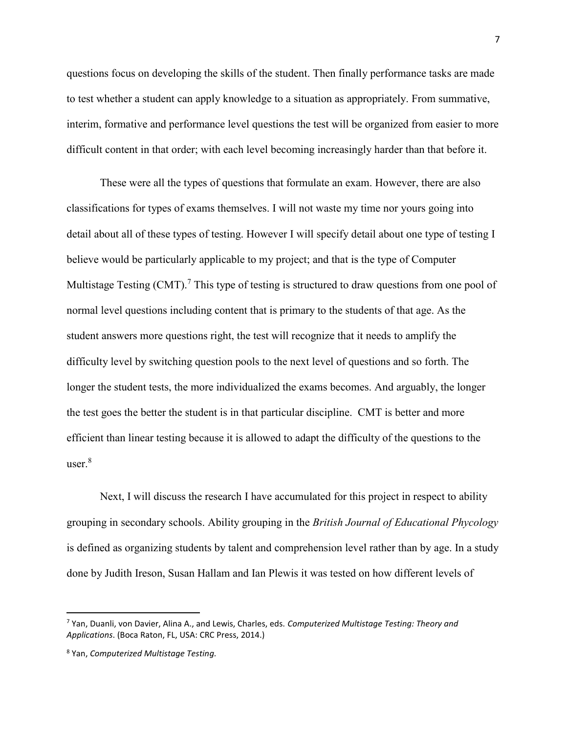questions focus on developing the skills of the student. Then finally performance tasks are made to test whether a student can apply knowledge to a situation as appropriately. From summative, interim, formative and performance level questions the test will be organized from easier to more difficult content in that order; with each level becoming increasingly harder than that before it.

These were all the types of questions that formulate an exam. However, there are also classifications for types of exams themselves. I will not waste my time nor yours going into detail about all of these types of testing. However I will specify detail about one type of testing I believe would be particularly applicable to my project; and that is the type of Computer Multistage Testing (CMT).[7] This type of testing is structured to draw questions from one pool of normal level questions including content that is primary to the students of that age. As the student answers more questions right, the test will recognize that it needs to amplify the difficulty level by switching question pools to the next level of questions and so forth. The longer the student tests, the more individualized the exams becomes. And arguably, the longer the test goes the better the student is in that particular discipline. CMT is better and more efficient than linear testing because it is allowed to adapt the difficulty of the questions to the user.[8]

Next, I will discuss the research I have accumulated for this project in respect to ability grouping in secondary schools. Ability grouping in the *British Journal of Educational Phycology* is defined as organizing students by talent and comprehension level rather than by age. In a study done by Judith Ireson, Susan Hallam and Ian Plewis it was tested on how different levels of

---

[7] Yan, Duanli, von Davier, Alina A., and Lewis, Charles, eds. *Computerized Multistage Testing: Theory and Applications*. (Boca Raton, FL, USA: CRC Press, 2014.)

[8] Yan, *Computerized Multistage Testing.*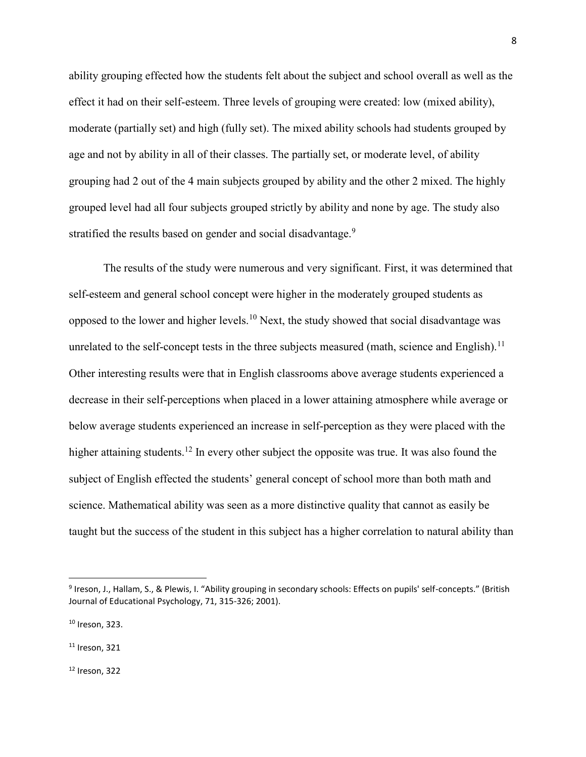ability grouping effected how the students felt about the subject and school overall as well as the effect it had on their self-esteem. Three levels of grouping were created: low (mixed ability), moderate (partially set) and high (fully set). The mixed ability schools had students grouped by age and not by ability in all of their classes. The partially set, or moderate level, of ability grouping had 2 out of the 4 main subjects grouped by ability and the other 2 mixed. The highly grouped level had all four subjects grouped strictly by ability and none by age. The study also stratified the results based on gender and social disadvantage.[9]

The results of the study were numerous and very significant. First, it was determined that self-esteem and general school concept were higher in the moderately grouped students as opposed to the lower and higher levels.[10] Next, the study showed that social disadvantage was unrelated to the self-concept tests in the three subjects measured (math, science and English).[11] Other interesting results were that in English classrooms above average students experienced a decrease in their self-perceptions when placed in a lower attaining atmosphere while average or below average students experienced an increase in self-perception as they were placed with the higher attaining students.[12] In every other subject the opposite was true. It was also found the subject of English effected the students' general concept of school more than both math and science. Mathematical ability was seen as a more distinctive quality that cannot as easily be taught but the success of the student in this subject has a higher correlation to natural ability than

---

[9] Ireson, J., Hallam, S., & Plewis, I. "Ability grouping in secondary schools: Effects on pupils' self-concepts." (British Journal of Educational Psychology, 71, 315-326; 2001).

[10] Ireson, 323.

[11] Ireson, 321

[12] Ireson, 322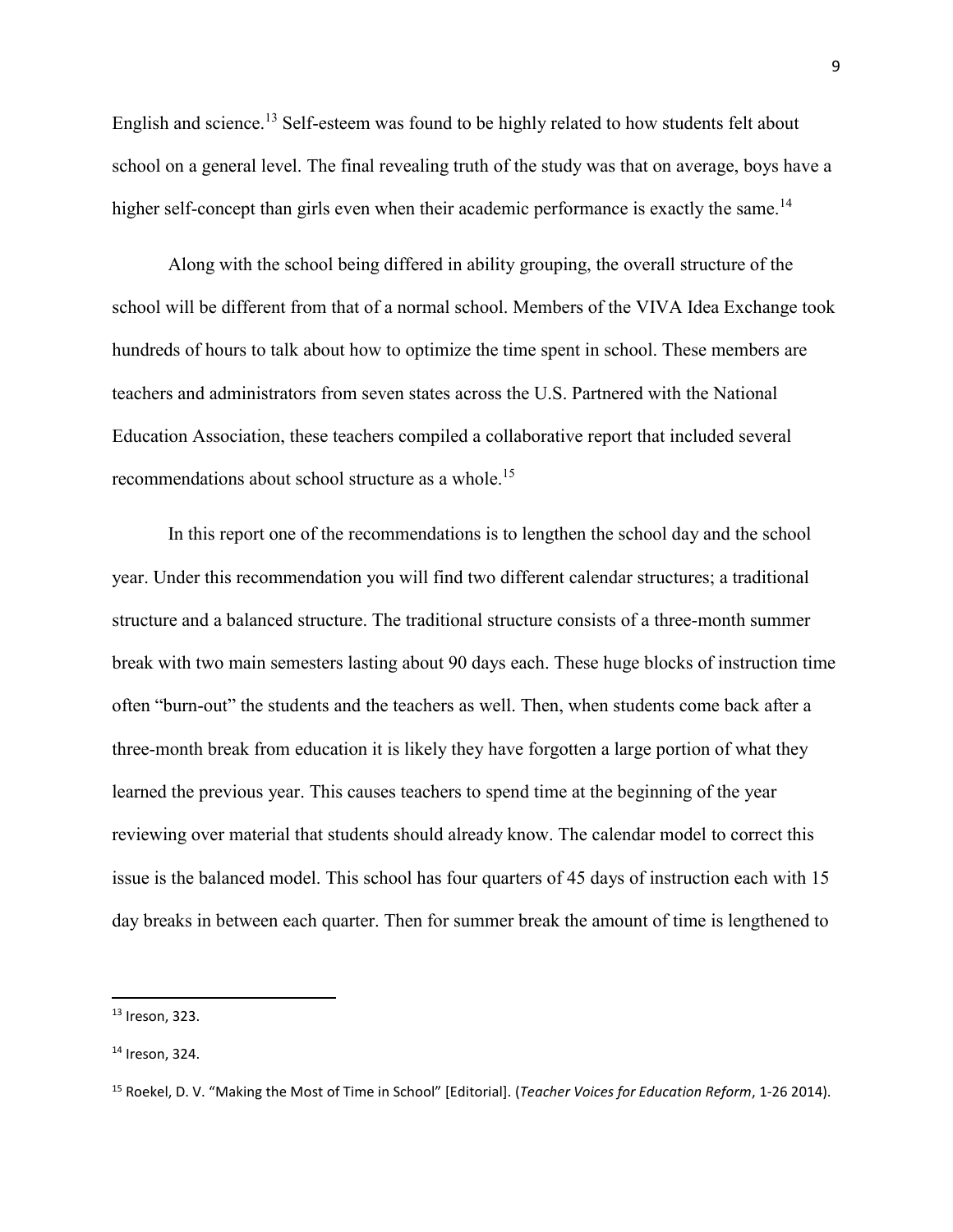English and science.[13] Self-esteem was found to be highly related to how students felt about school on a general level. The final revealing truth of the study was that on average, boys have a higher self-concept than girls even when their academic performance is exactly the same.[14]

Along with the school being differed in ability grouping, the overall structure of the school will be different from that of a normal school. Members of the VIVA Idea Exchange took hundreds of hours to talk about how to optimize the time spent in school. These members are teachers and administrators from seven states across the U.S. Partnered with the National Education Association, these teachers compiled a collaborative report that included several recommendations about school structure as a whole.[15]

In this report one of the recommendations is to lengthen the school day and the school year. Under this recommendation you will find two different calendar structures; a traditional structure and a balanced structure. The traditional structure consists of a three-month summer break with two main semesters lasting about 90 days each. These huge blocks of instruction time often "burn-out" the students and the teachers as well. Then, when students come back after a three-month break from education it is likely they have forgotten a large portion of what they learned the previous year. This causes teachers to spend time at the beginning of the year reviewing over material that students should already know. The calendar model to correct this issue is the balanced model. This school has four quarters of 45 days of instruction each with 15 day breaks in between each quarter. Then for summer break the amount of time is lengthened to

---

[13] Ireson, 323.

[14] Ireson, 324.

[15] Roekel, D. V. "Making the Most of Time in School" [Editorial]. (*Teacher Voices for Education Reform*, 1-26 2014).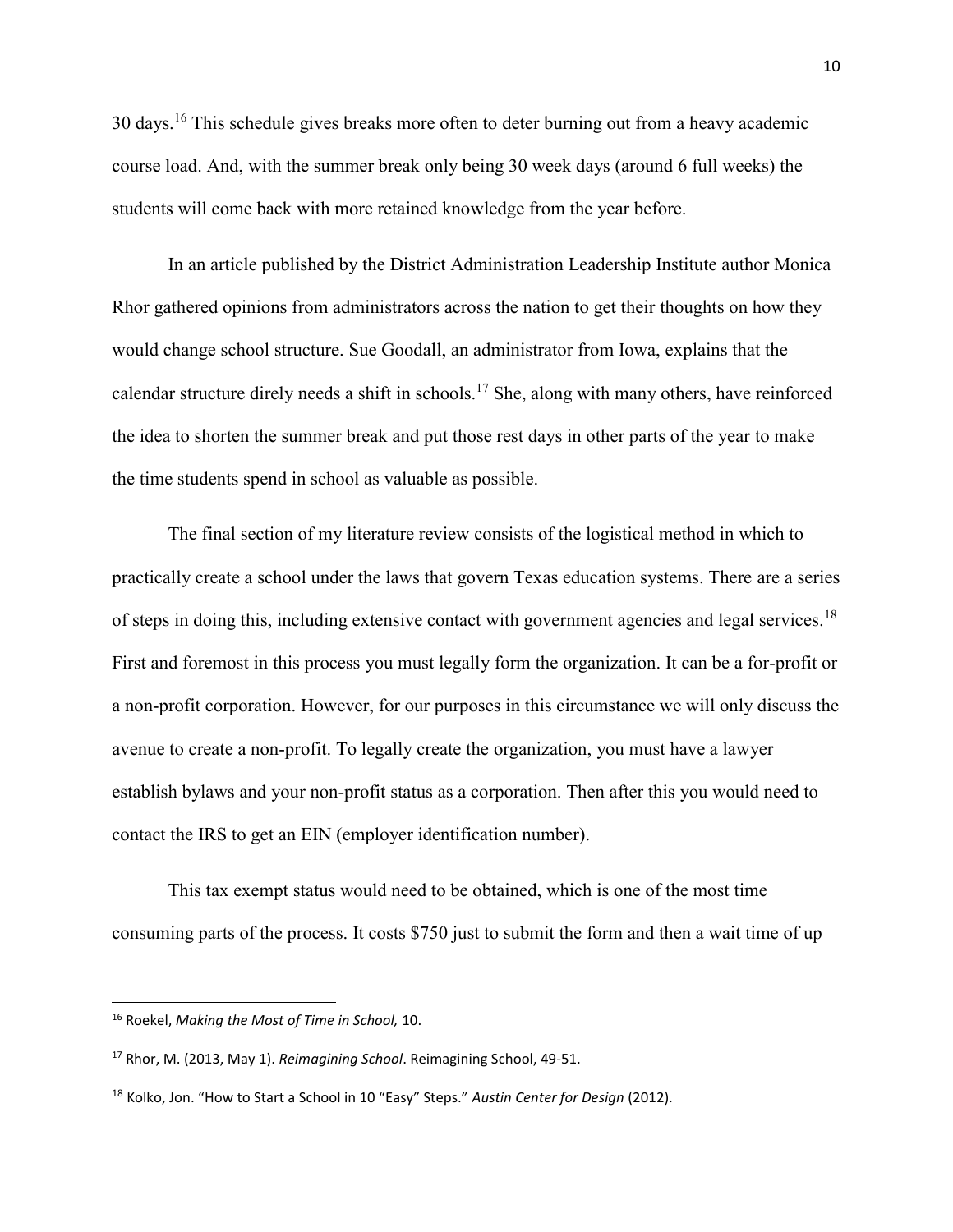30 days.[16] This schedule gives breaks more often to deter burning out from a heavy academic course load. And, with the summer break only being 30 week days (around 6 full weeks) the students will come back with more retained knowledge from the year before.

In an article published by the District Administration Leadership Institute author Monica Rhor gathered opinions from administrators across the nation to get their thoughts on how they would change school structure. Sue Goodall, an administrator from Iowa, explains that the calendar structure direly needs a shift in schools.[17] She, along with many others, have reinforced the idea to shorten the summer break and put those rest days in other parts of the year to make the time students spend in school as valuable as possible.

The final section of my literature review consists of the logistical method in which to practically create a school under the laws that govern Texas education systems. There are a series of steps in doing this, including extensive contact with government agencies and legal services.[18] First and foremost in this process you must legally form the organization. It can be a for-profit or a non-profit corporation. However, for our purposes in this circumstance we will only discuss the avenue to create a non-profit. To legally create the organization, you must have a lawyer establish bylaws and your non-profit status as a corporation. Then after this you would need to contact the IRS to get an EIN (employer identification number).

This tax exempt status would need to be obtained, which is one of the most time consuming parts of the process. It costs $750 just to submit the form and then a wait time of up

---

[16] Roekel, *Making the Most of Time in School,* 10.

[17] Rhor, M. (2013, May 1). *Reimagining School*. Reimagining School, 49-51.

[18] Kolko, Jon. "How to Start a School in 10 "Easy" Steps." *Austin Center for Design* (2012).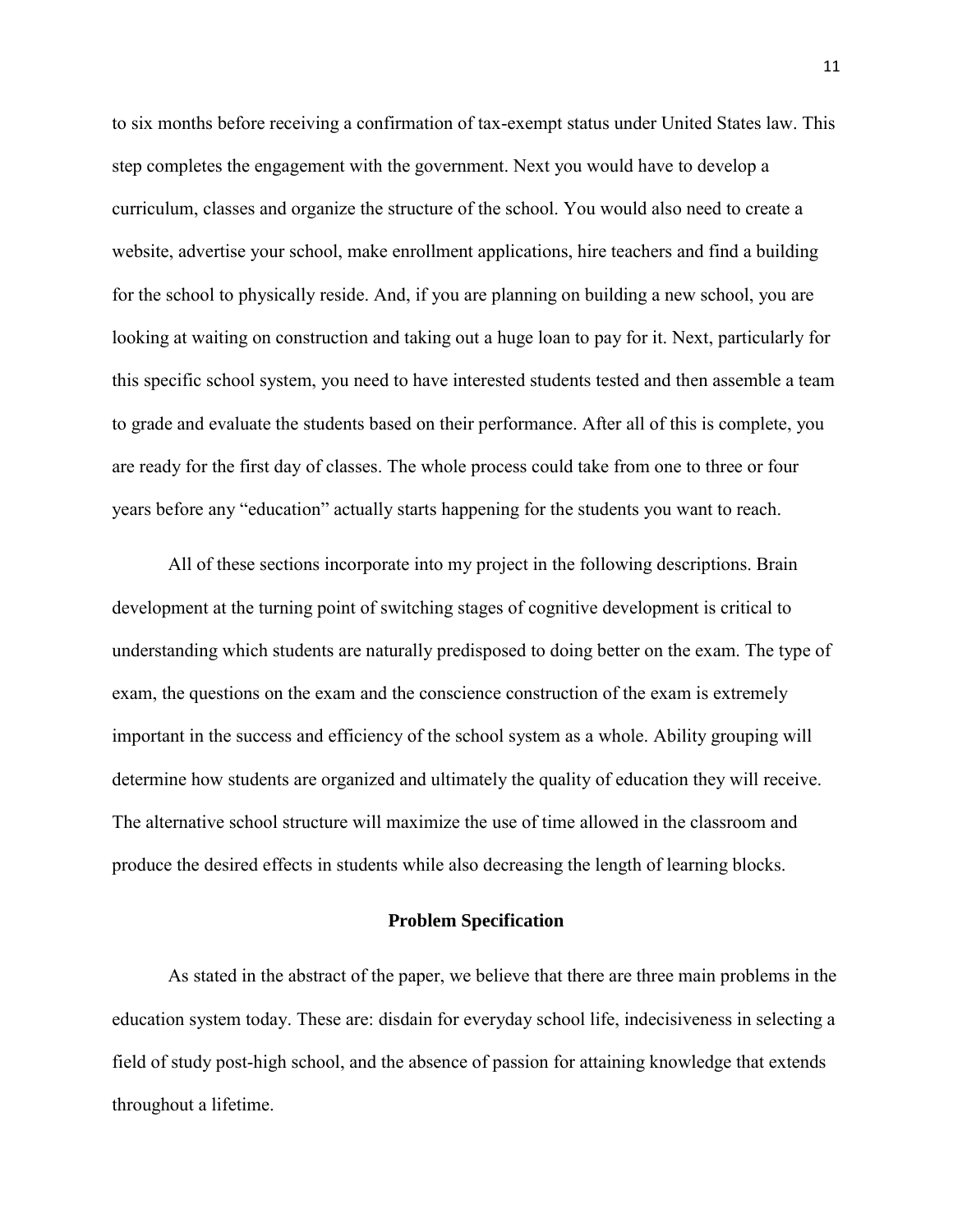to six months before receiving a confirmation of tax-exempt status under United States law. This step completes the engagement with the government. Next you would have to develop a curriculum, classes and organize the structure of the school. You would also need to create a website, advertise your school, make enrollment applications, hire teachers and find a building for the school to physically reside. And, if you are planning on building a new school, you are looking at waiting on construction and taking out a huge loan to pay for it. Next, particularly for this specific school system, you need to have interested students tested and then assemble a team to grade and evaluate the students based on their performance. After all of this is complete, you are ready for the first day of classes. The whole process could take from one to three or four years before any "education" actually starts happening for the students you want to reach.

All of these sections incorporate into my project in the following descriptions. Brain development at the turning point of switching stages of cognitive development is critical to understanding which students are naturally predisposed to doing better on the exam. The type of exam, the questions on the exam and the conscience construction of the exam is extremely important in the success and efficiency of the school system as a whole. Ability grouping will determine how students are organized and ultimately the quality of education they will receive. The alternative school structure will maximize the use of time allowed in the classroom and produce the desired effects in students while also decreasing the length of learning blocks.

## Problem Specification

As stated in the abstract of the paper, we believe that there are three main problems in the education system today. These are: disdain for everyday school life, indecisiveness in selecting a field of study post-high school, and the absence of passion for attaining knowledge that extends throughout a lifetime.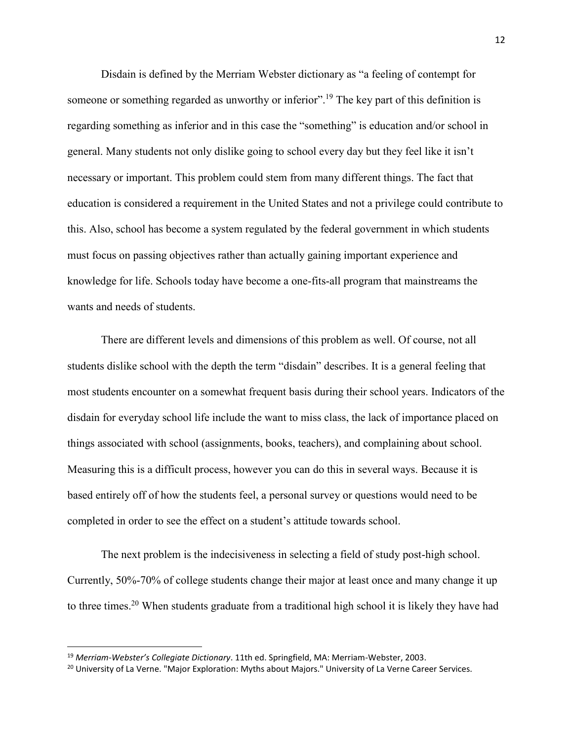Disdain is defined by the Merriam Webster dictionary as "a feeling of contempt for someone or something regarded as unworthy or inferior".[19] The key part of this definition is regarding something as inferior and in this case the "something" is education and/or school in general. Many students not only dislike going to school every day but they feel like it isn't necessary or important. This problem could stem from many different things. The fact that education is considered a requirement in the United States and not a privilege could contribute to this. Also, school has become a system regulated by the federal government in which students must focus on passing objectives rather than actually gaining important experience and knowledge for life. Schools today have become a one-fits-all program that mainstreams the wants and needs of students.

There are different levels and dimensions of this problem as well. Of course, not all students dislike school with the depth the term "disdain" describes. It is a general feeling that most students encounter on a somewhat frequent basis during their school years. Indicators of the disdain for everyday school life include the want to miss class, the lack of importance placed on things associated with school (assignments, books, teachers), and complaining about school. Measuring this is a difficult process, however you can do this in several ways. Because it is based entirely off of how the students feel, a personal survey or questions would need to be completed in order to see the effect on a student's attitude towards school.

The next problem is the indecisiveness in selecting a field of study post-high school. Currently, 50%-70% of college students change their major at least once and many change it up to three times.[20] When students graduate from a traditional high school it is likely they have had

---

[19] *Merriam-Webster's Collegiate Dictionary*. 11th ed. Springfield, MA: Merriam-Webster, 2003.

[20] University of La Verne. "Major Exploration: Myths about Majors." University of La Verne Career Services.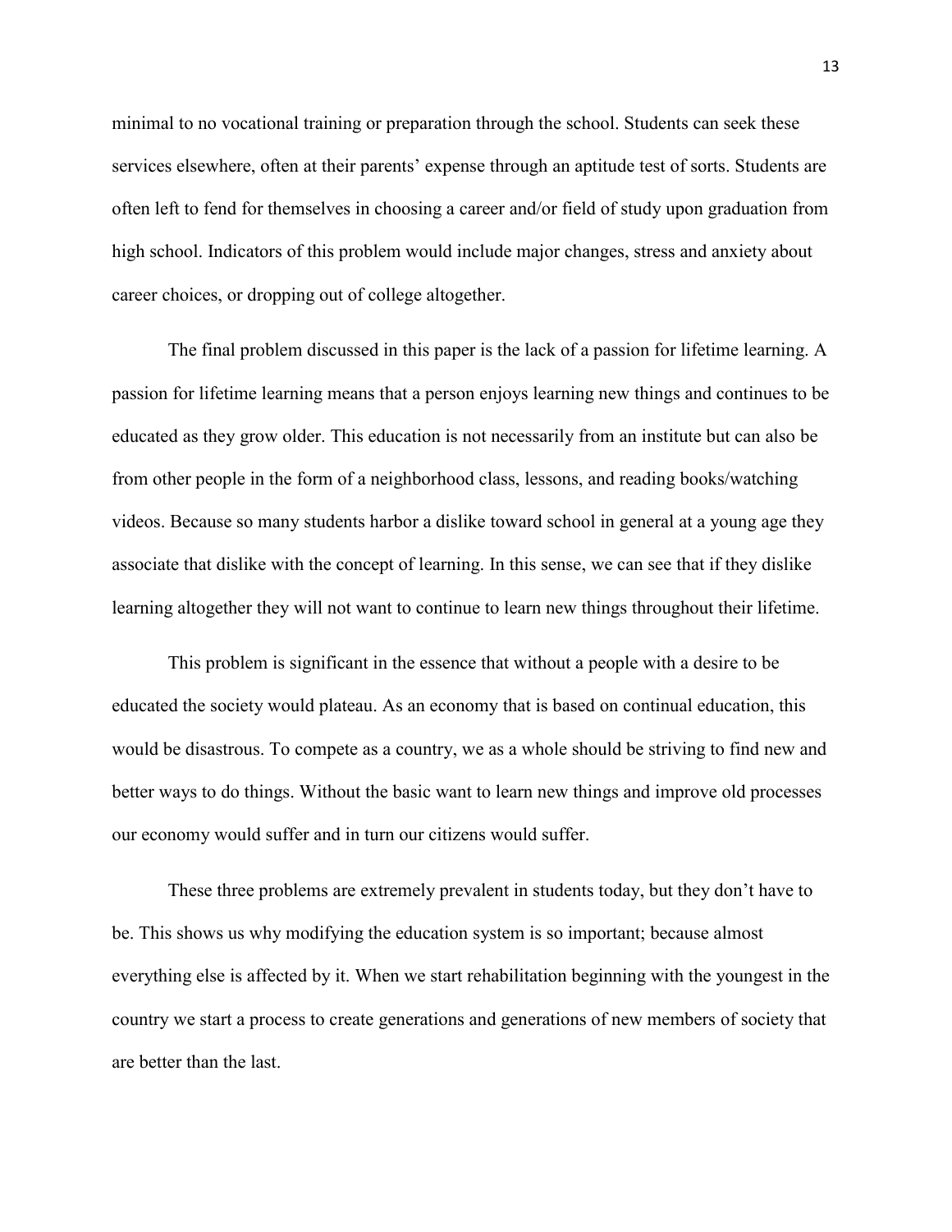minimal to no vocational training or preparation through the school. Students can seek these services elsewhere, often at their parents' expense through an aptitude test of sorts. Students are often left to fend for themselves in choosing a career and/or field of study upon graduation from high school. Indicators of this problem would include major changes, stress and anxiety about career choices, or dropping out of college altogether.

The final problem discussed in this paper is the lack of a passion for lifetime learning. A passion for lifetime learning means that a person enjoys learning new things and continues to be educated as they grow older. This education is not necessarily from an institute but can also be from other people in the form of a neighborhood class, lessons, and reading books/watching videos. Because so many students harbor a dislike toward school in general at a young age they associate that dislike with the concept of learning. In this sense, we can see that if they dislike learning altogether they will not want to continue to learn new things throughout their lifetime.

This problem is significant in the essence that without a people with a desire to be educated the society would plateau. As an economy that is based on continual education, this would be disastrous. To compete as a country, we as a whole should be striving to find new and better ways to do things. Without the basic want to learn new things and improve old processes our economy would suffer and in turn our citizens would suffer.

These three problems are extremely prevalent in students today, but they don't have to be. This shows us why modifying the education system is so important; because almost everything else is affected by it. When we start rehabilitation beginning with the youngest in the country we start a process to create generations and generations of new members of society that are better than the last.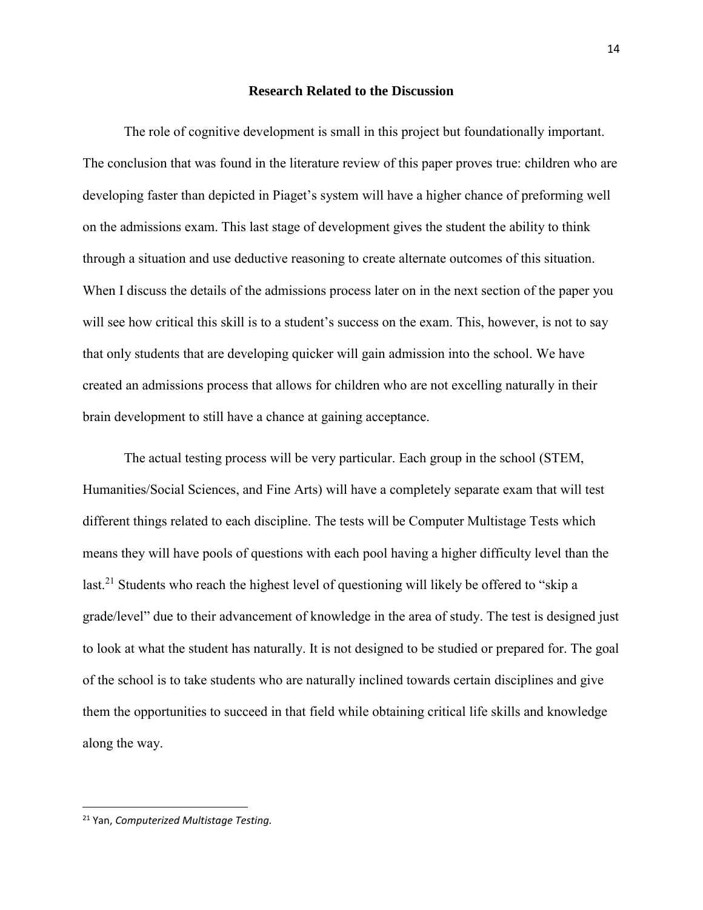## Research Related to the Discussion

The role of cognitive development is small in this project but foundationally important. The conclusion that was found in the literature review of this paper proves true: children who are developing faster than depicted in Piaget's system will have a higher chance of preforming well on the admissions exam. This last stage of development gives the student the ability to think through a situation and use deductive reasoning to create alternate outcomes of this situation. When I discuss the details of the admissions process later on in the next section of the paper you will see how critical this skill is to a student's success on the exam. This, however, is not to say that only students that are developing quicker will gain admission into the school. We have created an admissions process that allows for children who are not excelling naturally in their brain development to still have a chance at gaining acceptance.

The actual testing process will be very particular. Each group in the school (STEM, Humanities/Social Sciences, and Fine Arts) will have a completely separate exam that will test different things related to each discipline. The tests will be Computer Multistage Tests which means they will have pools of questions with each pool having a higher difficulty level than the last.[21] Students who reach the highest level of questioning will likely be offered to "skip a grade/level" due to their advancement of knowledge in the area of study. The test is designed just to look at what the student has naturally. It is not designed to be studied or prepared for. The goal of the school is to take students who are naturally inclined towards certain disciplines and give them the opportunities to succeed in that field while obtaining critical life skills and knowledge along the way.

---

[21] Yan, *Computerized Multistage Testing.*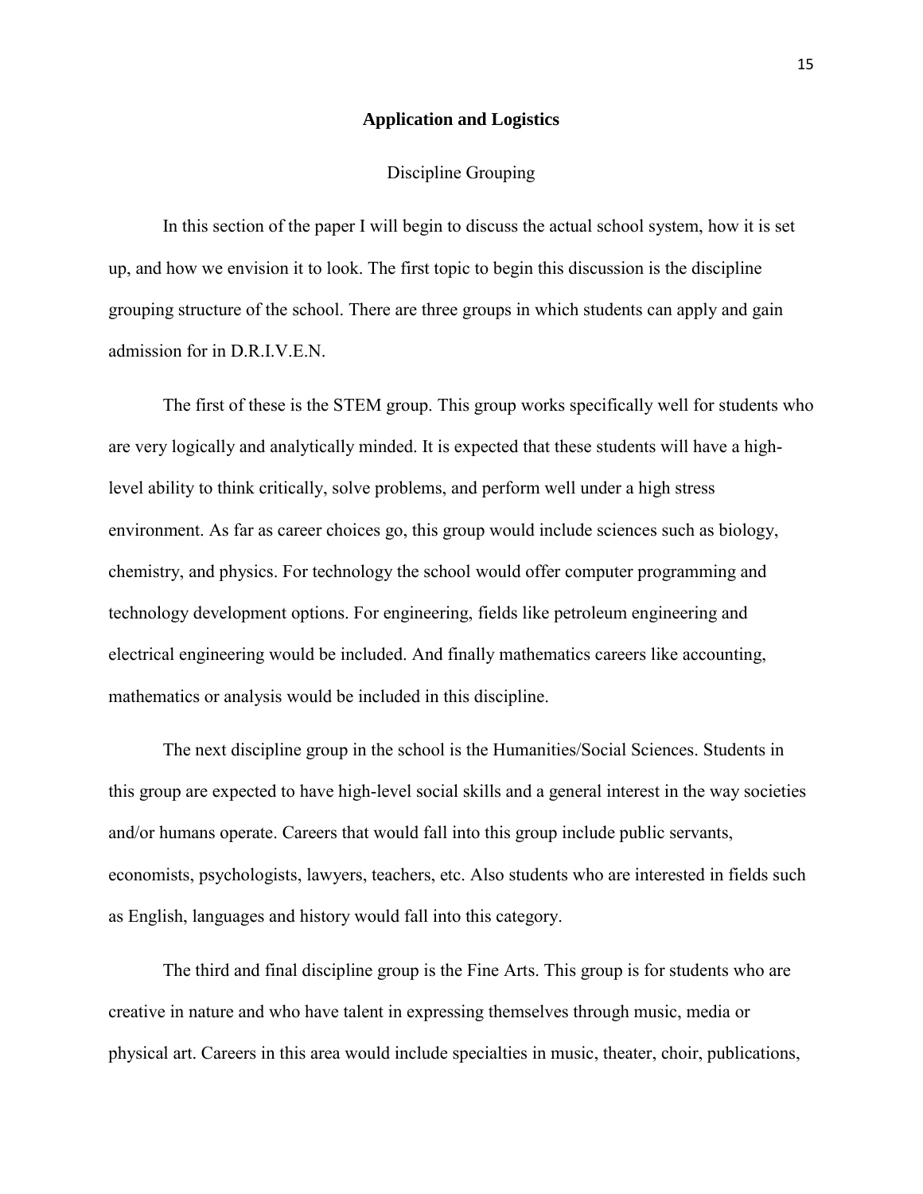## Application and Logistics

### Discipline Grouping

In this section of the paper I will begin to discuss the actual school system, how it is set up, and how we envision it to look. The first topic to begin this discussion is the discipline grouping structure of the school. There are three groups in which students can apply and gain admission for in D.R.I.V.E.N.

The first of these is the STEM group. This group works specifically well for students who are very logically and analytically minded. It is expected that these students will have a high-level ability to think critically, solve problems, and perform well under a high stress environment. As far as career choices go, this group would include sciences such as biology, chemistry, and physics. For technology the school would offer computer programming and technology development options. For engineering, fields like petroleum engineering and electrical engineering would be included. And finally mathematics careers like accounting, mathematics or analysis would be included in this discipline.

The next discipline group in the school is the Humanities/Social Sciences. Students in this group are expected to have high-level social skills and a general interest in the way societies and/or humans operate. Careers that would fall into this group include public servants, economists, psychologists, lawyers, teachers, etc. Also students who are interested in fields such as English, languages and history would fall into this category.

The third and final discipline group is the Fine Arts. This group is for students who are creative in nature and who have talent in expressing themselves through music, media or physical art. Careers in this area would include specialties in music, theater, choir, publications,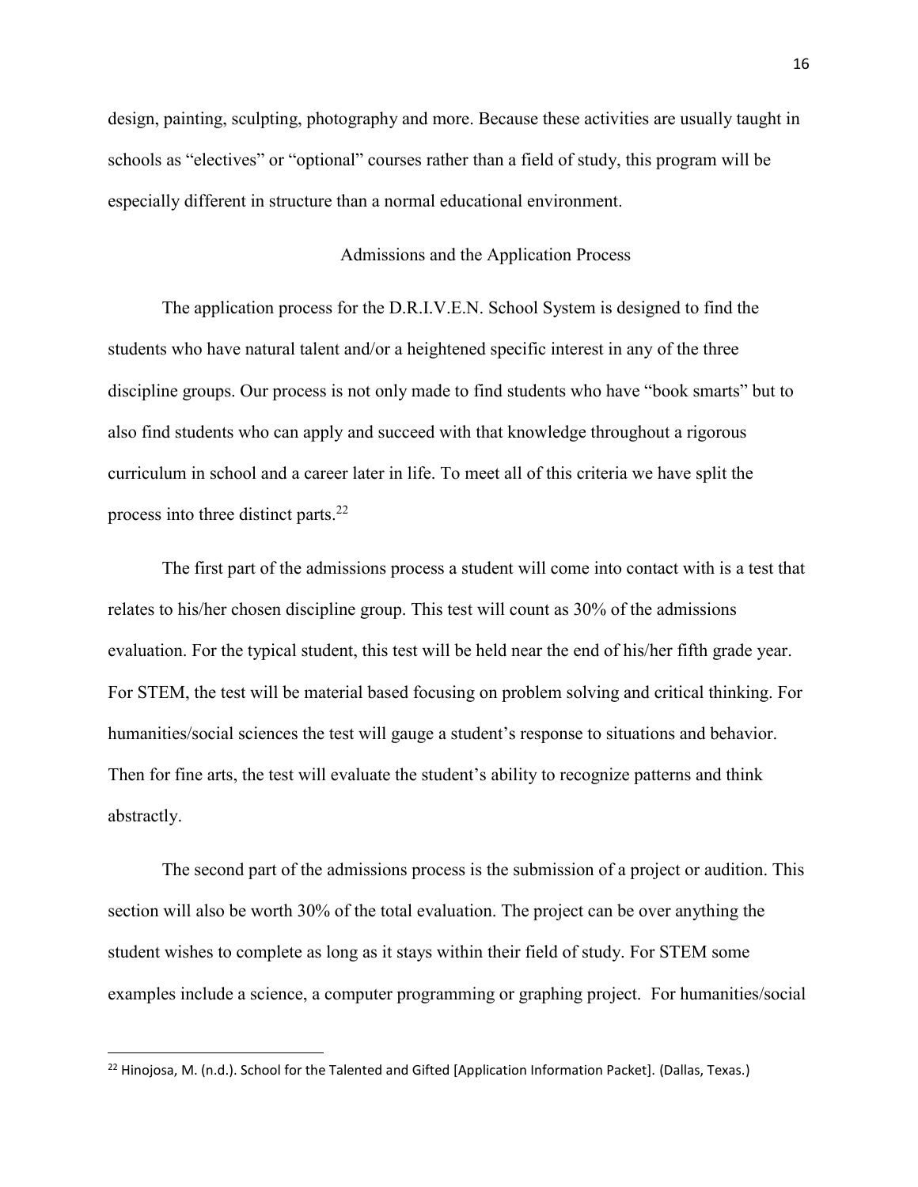design, painting, sculpting, photography and more. Because these activities are usually taught in schools as "electives" or "optional" courses rather than a field of study, this program will be especially different in structure than a normal educational environment.

## Admissions and the Application Process

The application process for the D.R.I.V.E.N. School System is designed to find the students who have natural talent and/or a heightened specific interest in any of the three discipline groups. Our process is not only made to find students who have "book smarts" but to also find students who can apply and succeed with that knowledge throughout a rigorous curriculum in school and a career later in life. To meet all of this criteria we have split the process into three distinct parts.[22]

The first part of the admissions process a student will come into contact with is a test that relates to his/her chosen discipline group. This test will count as 30% of the admissions evaluation. For the typical student, this test will be held near the end of his/her fifth grade year. For STEM, the test will be material based focusing on problem solving and critical thinking. For humanities/social sciences the test will gauge a student's response to situations and behavior. Then for fine arts, the test will evaluate the student's ability to recognize patterns and think abstractly.

The second part of the admissions process is the submission of a project or audition. This section will also be worth 30% of the total evaluation. The project can be over anything the student wishes to complete as long as it stays within their field of study. For STEM some examples include a science, a computer programming or graphing project. For humanities/social

---

[22] Hinojosa, M. (n.d.). School for the Talented and Gifted [Application Information Packet]. (Dallas, Texas.)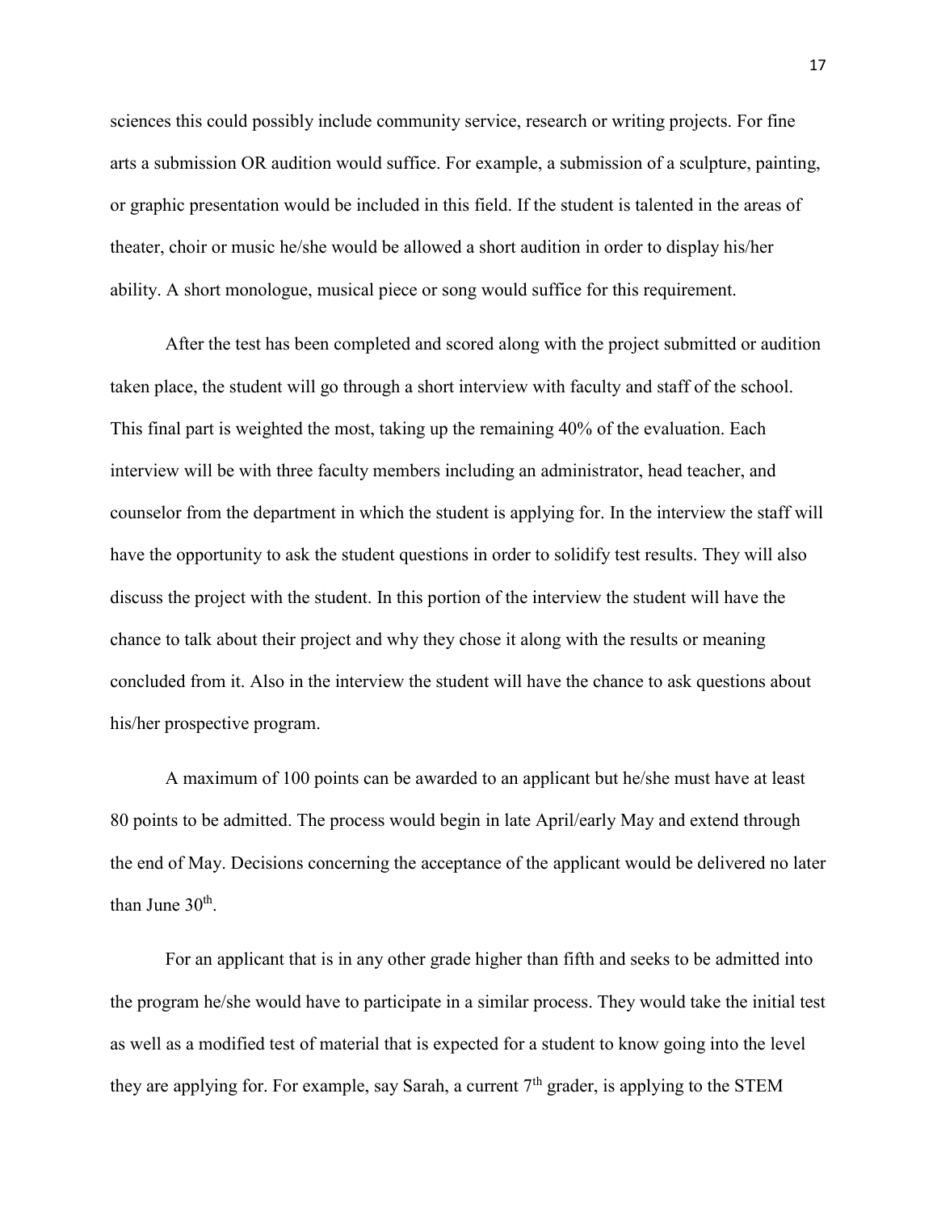sciences this could possibly include community service, research or writing projects. For fine arts a submission OR audition would suffice. For example, a submission of a sculpture, painting, or graphic presentation would be included in this field. If the student is talented in the areas of theater, choir or music he/she would be allowed a short audition in order to display his/her ability. A short monologue, musical piece or song would suffice for this requirement.

After the test has been completed and scored along with the project submitted or audition taken place, the student will go through a short interview with faculty and staff of the school. This final part is weighted the most, taking up the remaining 40% of the evaluation. Each interview will be with three faculty members including an administrator, head teacher, and counselor from the department in which the student is applying for. In the interview the staff will have the opportunity to ask the student questions in order to solidify test results. They will also discuss the project with the student. In this portion of the interview the student will have the chance to talk about their project and why they chose it along with the results or meaning concluded from it. Also in the interview the student will have the chance to ask questions about his/her prospective program.

A maximum of 100 points can be awarded to an applicant but he/she must have at least 80 points to be admitted. The process would begin in late April/early May and extend through the end of May. Decisions concerning the acceptance of the applicant would be delivered no later than June 30th.

For an applicant that is in any other grade higher than fifth and seeks to be admitted into the program he/she would have to participate in a similar process. They would take the initial test as well as a modified test of material that is expected for a student to know going into the level they are applying for. For example, say Sarah, a current 7th grader, is applying to the STEM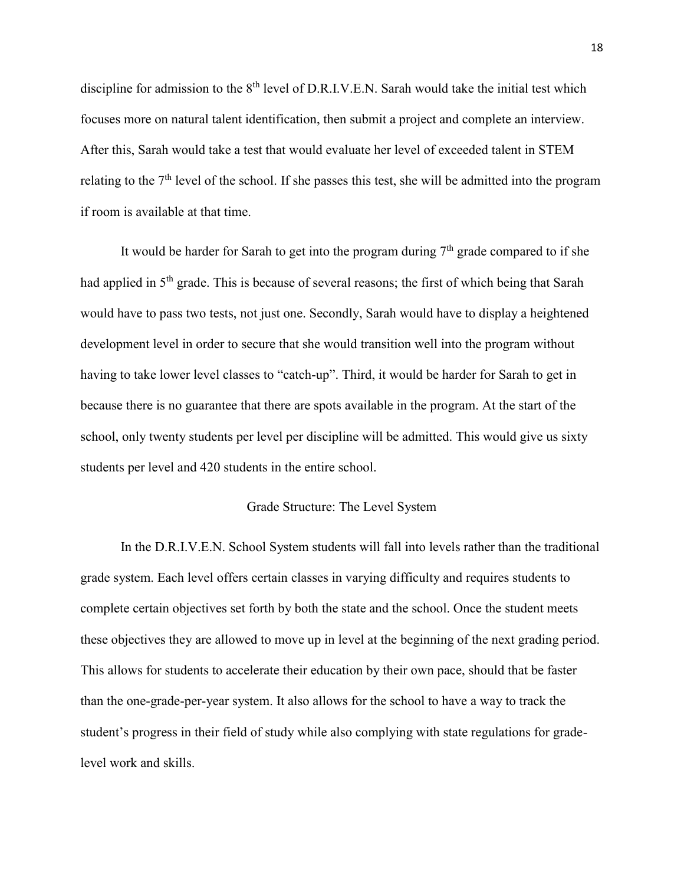discipline for admission to the 8th level of D.R.I.V.E.N. Sarah would take the initial test which focuses more on natural talent identification, then submit a project and complete an interview. After this, Sarah would take a test that would evaluate her level of exceeded talent in STEM relating to the 7th level of the school. If she passes this test, she will be admitted into the program if room is available at that time.

It would be harder for Sarah to get into the program during 7th grade compared to if she had applied in 5th grade. This is because of several reasons; the first of which being that Sarah would have to pass two tests, not just one. Secondly, Sarah would have to display a heightened development level in order to secure that she would transition well into the program without having to take lower level classes to "catch-up". Third, it would be harder for Sarah to get in because there is no guarantee that there are spots available in the program. At the start of the school, only twenty students per level per discipline will be admitted. This would give us sixty students per level and 420 students in the entire school.

## Grade Structure: The Level System

In the D.R.I.V.E.N. School System students will fall into levels rather than the traditional grade system. Each level offers certain classes in varying difficulty and requires students to complete certain objectives set forth by both the state and the school. Once the student meets these objectives they are allowed to move up in level at the beginning of the next grading period. This allows for students to accelerate their education by their own pace, should that be faster than the one-grade-per-year system. It also allows for the school to have a way to track the student's progress in their field of study while also complying with state regulations for grade-level work and skills.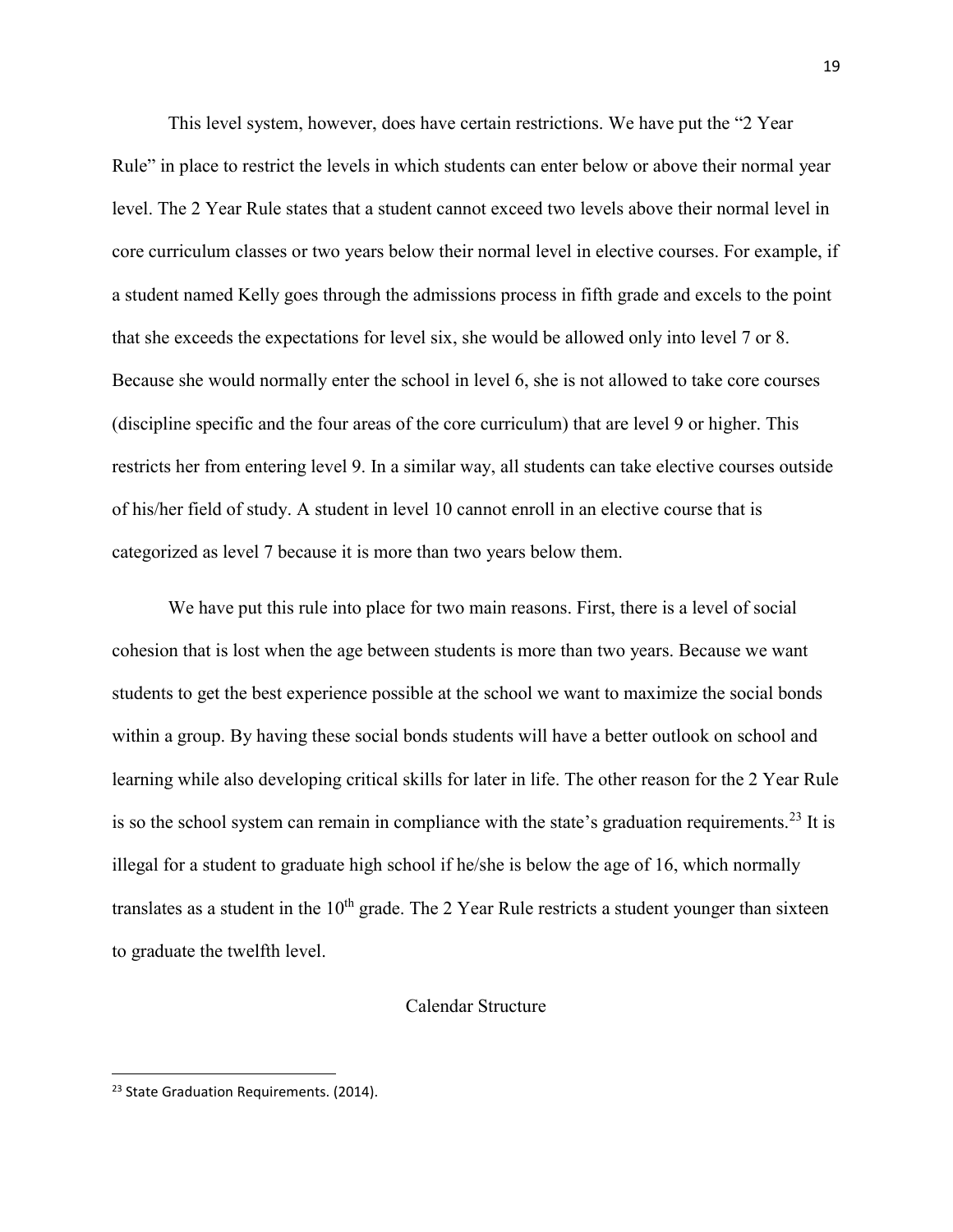This level system, however, does have certain restrictions. We have put the "2 Year Rule" in place to restrict the levels in which students can enter below or above their normal year level. The 2 Year Rule states that a student cannot exceed two levels above their normal level in core curriculum classes or two years below their normal level in elective courses. For example, if a student named Kelly goes through the admissions process in fifth grade and excels to the point that she exceeds the expectations for level six, she would be allowed only into level 7 or 8. Because she would normally enter the school in level 6, she is not allowed to take core courses (discipline specific and the four areas of the core curriculum) that are level 9 or higher. This restricts her from entering level 9. In a similar way, all students can take elective courses outside of his/her field of study. A student in level 10 cannot enroll in an elective course that is categorized as level 7 because it is more than two years below them.

We have put this rule into place for two main reasons. First, there is a level of social cohesion that is lost when the age between students is more than two years. Because we want students to get the best experience possible at the school we want to maximize the social bonds within a group. By having these social bonds students will have a better outlook on school and learning while also developing critical skills for later in life. The other reason for the 2 Year Rule is so the school system can remain in compliance with the state's graduation requirements.[23] It is illegal for a student to graduate high school if he/she is below the age of 16, which normally translates as a student in the 10th grade. The 2 Year Rule restricts a student younger than sixteen to graduate the twelfth level.

## Calendar Structure

---

[23] State Graduation Requirements. (2014).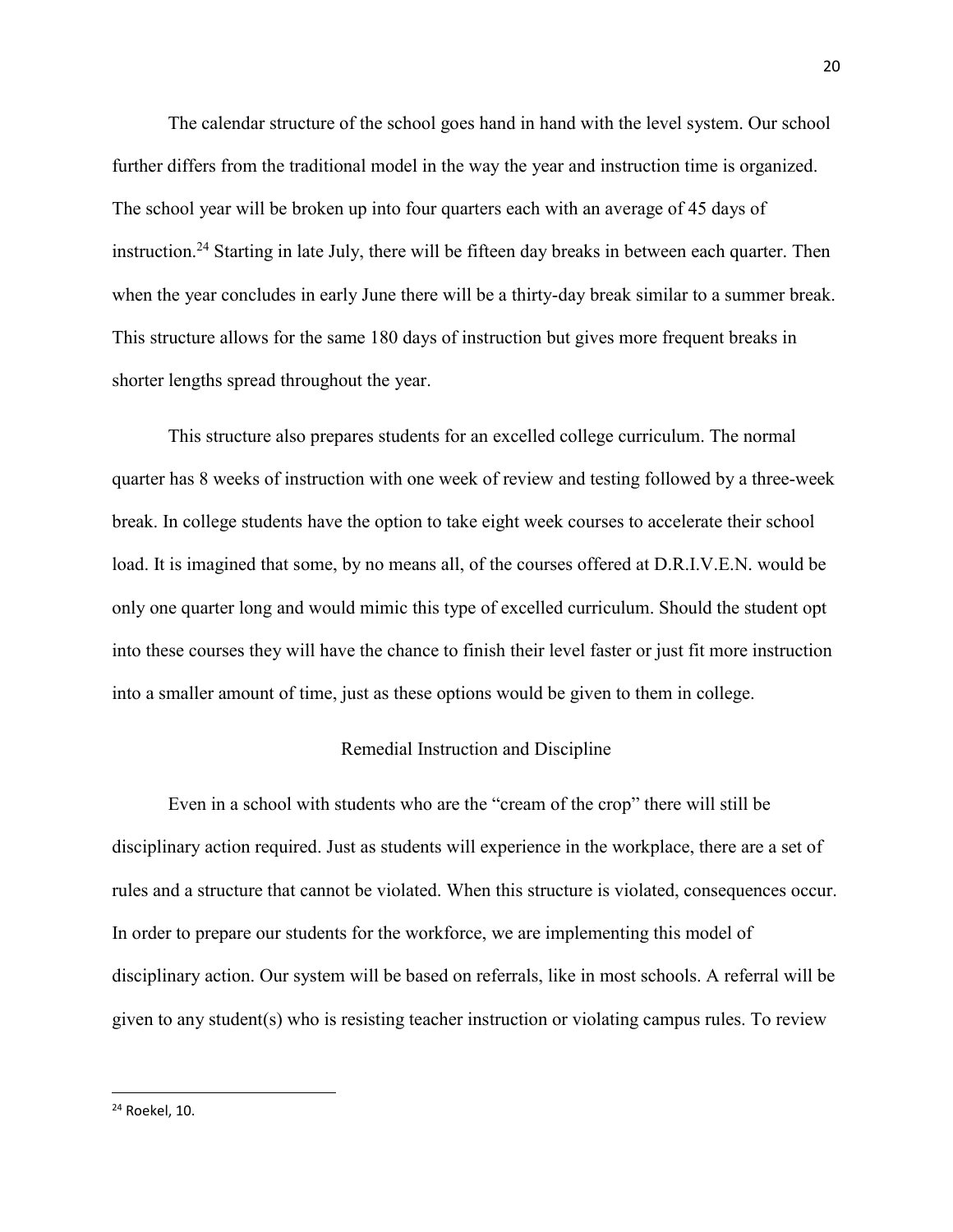The calendar structure of the school goes hand in hand with the level system. Our school further differs from the traditional model in the way the year and instruction time is organized. The school year will be broken up into four quarters each with an average of 45 days of instruction.[24] Starting in late July, there will be fifteen day breaks in between each quarter. Then when the year concludes in early June there will be a thirty-day break similar to a summer break. This structure allows for the same 180 days of instruction but gives more frequent breaks in shorter lengths spread throughout the year.

This structure also prepares students for an excelled college curriculum. The normal quarter has 8 weeks of instruction with one week of review and testing followed by a three-week break. In college students have the option to take eight week courses to accelerate their school load. It is imagined that some, by no means all, of the courses offered at D.R.I.V.E.N. would be only one quarter long and would mimic this type of excelled curriculum. Should the student opt into these courses they will have the chance to finish their level faster or just fit more instruction into a smaller amount of time, just as these options would be given to them in college.

## Remedial Instruction and Discipline

Even in a school with students who are the "cream of the crop" there will still be disciplinary action required. Just as students will experience in the workplace, there are a set of rules and a structure that cannot be violated. When this structure is violated, consequences occur. In order to prepare our students for the workforce, we are implementing this model of disciplinary action. Our system will be based on referrals, like in most schools. A referral will be given to any student(s) who is resisting teacher instruction or violating campus rules. To review

---

[24] Roekel, 10.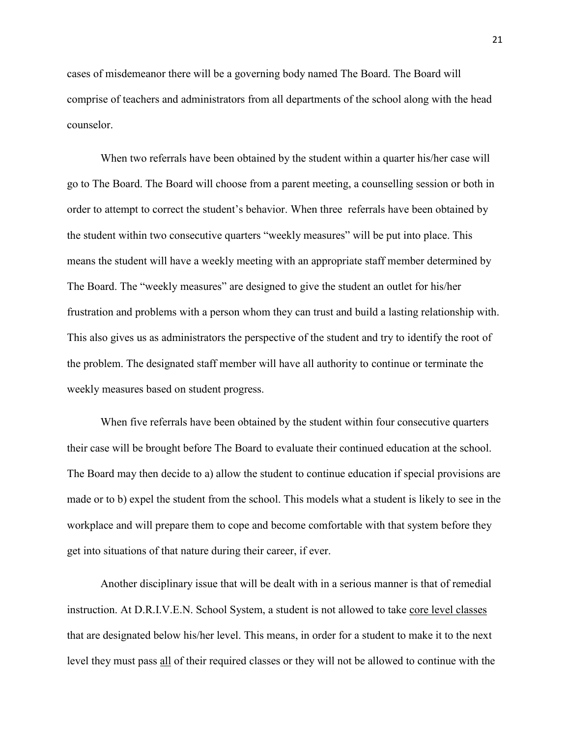cases of misdemeanor there will be a governing body named The Board. The Board will comprise of teachers and administrators from all departments of the school along with the head counselor.

When two referrals have been obtained by the student within a quarter his/her case will go to The Board. The Board will choose from a parent meeting, a counselling session or both in order to attempt to correct the student's behavior. When three referrals have been obtained by the student within two consecutive quarters "weekly measures" will be put into place. This means the student will have a weekly meeting with an appropriate staff member determined by The Board. The "weekly measures" are designed to give the student an outlet for his/her frustration and problems with a person whom they can trust and build a lasting relationship with. This also gives us as administrators the perspective of the student and try to identify the root of the problem. The designated staff member will have all authority to continue or terminate the weekly measures based on student progress.

When five referrals have been obtained by the student within four consecutive quarters their case will be brought before The Board to evaluate their continued education at the school. The Board may then decide to a) allow the student to continue education if special provisions are made or to b) expel the student from the school. This models what a student is likely to see in the workplace and will prepare them to cope and become comfortable with that system before they get into situations of that nature during their career, if ever.

Another disciplinary issue that will be dealt with in a serious manner is that of remedial instruction. At D.R.I.V.E.N. School System, a student is not allowed to take <u>core level classes</u> that are designated below his/her level. This means, in order for a student to make it to the next level they must pass <u>all</u> of their required classes or they will not be allowed to continue with the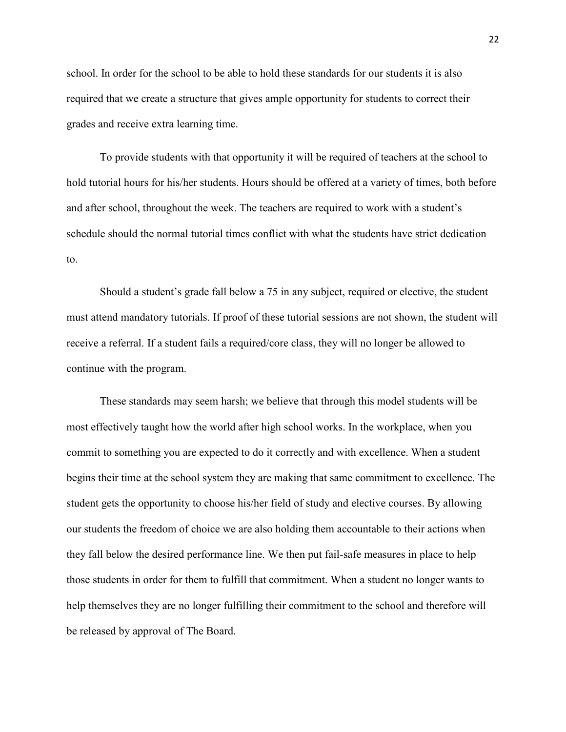school. In order for the school to be able to hold these standards for our students it is also required that we create a structure that gives ample opportunity for students to correct their grades and receive extra learning time.

To provide students with that opportunity it will be required of teachers at the school to hold tutorial hours for his/her students. Hours should be offered at a variety of times, both before and after school, throughout the week. The teachers are required to work with a student's schedule should the normal tutorial times conflict with what the students have strict dedication to.

Should a student's grade fall below a 75 in any subject, required or elective, the student must attend mandatory tutorials. If proof of these tutorial sessions are not shown, the student will receive a referral. If a student fails a required/core class, they will no longer be allowed to continue with the program.

These standards may seem harsh; we believe that through this model students will be most effectively taught how the world after high school works. In the workplace, when you commit to something you are expected to do it correctly and with excellence. When a student begins their time at the school system they are making that same commitment to excellence. The student gets the opportunity to choose his/her field of study and elective courses. By allowing our students the freedom of choice we are also holding them accountable to their actions when they fall below the desired performance line. We then put fail-safe measures in place to help those students in order for them to fulfill that commitment. When a student no longer wants to help themselves they are no longer fulfilling their commitment to the school and therefore will be released by approval of The Board.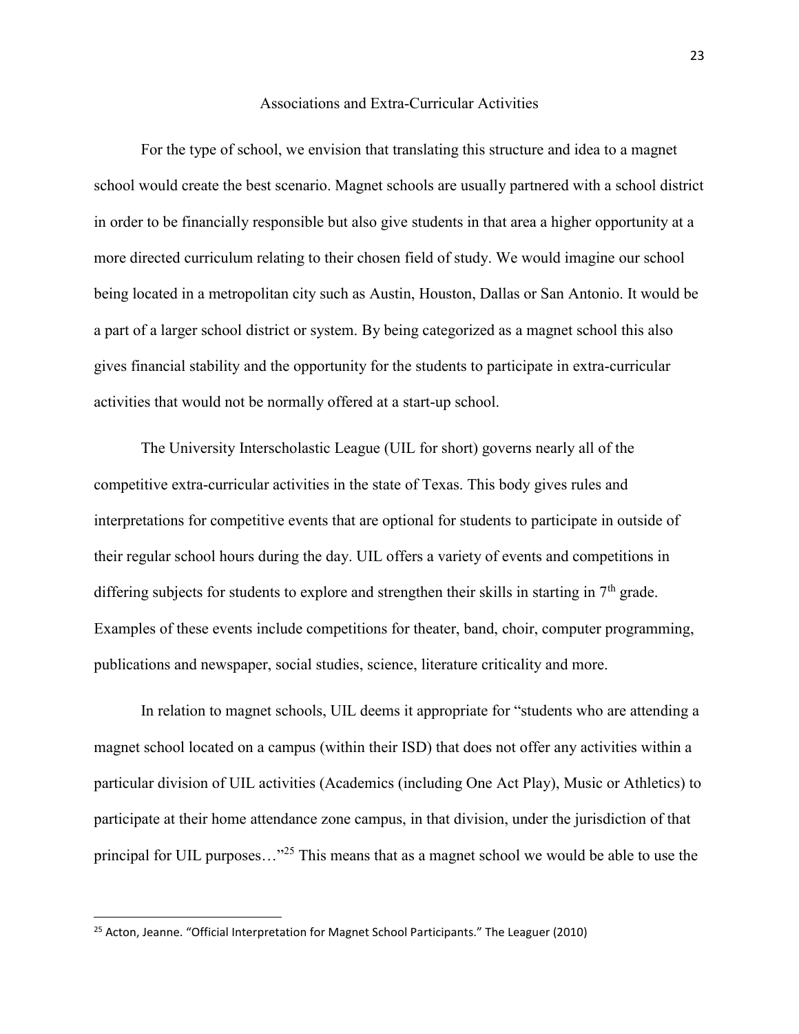## Associations and Extra-Curricular Activities

For the type of school, we envision that translating this structure and idea to a magnet school would create the best scenario. Magnet schools are usually partnered with a school district in order to be financially responsible but also give students in that area a higher opportunity at a more directed curriculum relating to their chosen field of study. We would imagine our school being located in a metropolitan city such as Austin, Houston, Dallas or San Antonio. It would be a part of a larger school district or system. By being categorized as a magnet school this also gives financial stability and the opportunity for the students to participate in extra-curricular activities that would not be normally offered at a start-up school.

The University Interscholastic League (UIL for short) governs nearly all of the competitive extra-curricular activities in the state of Texas. This body gives rules and interpretations for competitive events that are optional for students to participate in outside of their regular school hours during the day. UIL offers a variety of events and competitions in differing subjects for students to explore and strengthen their skills in starting in 7th grade. Examples of these events include competitions for theater, band, choir, computer programming, publications and newspaper, social studies, science, literature criticality and more.

In relation to magnet schools, UIL deems it appropriate for "students who are attending a magnet school located on a campus (within their ISD) that does not offer any activities within a particular division of UIL activities (Academics (including One Act Play), Music or Athletics) to participate at their home attendance zone campus, in that division, under the jurisdiction of that principal for UIL purposes…"[25] This means that as a magnet school we would be able to use the

[25] Acton, Jeanne. "Official Interpretation for Magnet School Participants." The Leaguer (2010)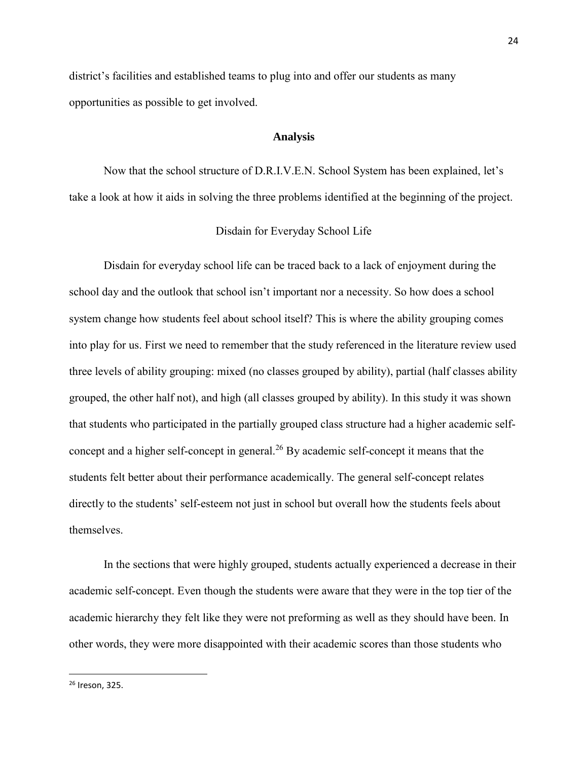district's facilities and established teams to plug into and offer our students as many opportunities as possible to get involved.

## Analysis

Now that the school structure of D.R.I.V.E.N. School System has been explained, let's take a look at how it aids in solving the three problems identified at the beginning of the project.

### Disdain for Everyday School Life

Disdain for everyday school life can be traced back to a lack of enjoyment during the school day and the outlook that school isn't important nor a necessity. So how does a school system change how students feel about school itself? This is where the ability grouping comes into play for us. First we need to remember that the study referenced in the literature review used three levels of ability grouping: mixed (no classes grouped by ability), partial (half classes ability grouped, the other half not), and high (all classes grouped by ability). In this study it was shown that students who participated in the partially grouped class structure had a higher academic self-concept and a higher self-concept in general.[26] By academic self-concept it means that the students felt better about their performance academically. The general self-concept relates directly to the students' self-esteem not just in school but overall how the students feels about themselves.

In the sections that were highly grouped, students actually experienced a decrease in their academic self-concept. Even though the students were aware that they were in the top tier of the academic hierarchy they felt like they were not preforming as well as they should have been. In other words, they were more disappointed with their academic scores than those students who

---

[26] Ireson, 325.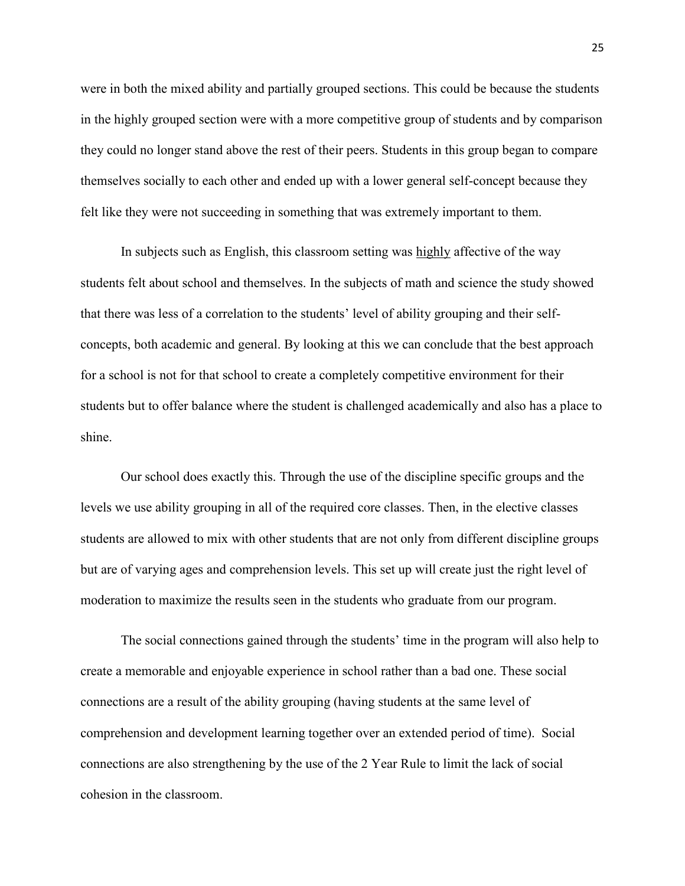were in both the mixed ability and partially grouped sections. This could be because the students in the highly grouped section were with a more competitive group of students and by comparison they could no longer stand above the rest of their peers. Students in this group began to compare themselves socially to each other and ended up with a lower general self-concept because they felt like they were not succeeding in something that was extremely important to them.

In subjects such as English, this classroom setting was <u>highly</u> affective of the way students felt about school and themselves. In the subjects of math and science the study showed that there was less of a correlation to the students' level of ability grouping and their self-concepts, both academic and general. By looking at this we can conclude that the best approach for a school is not for that school to create a completely competitive environment for their students but to offer balance where the student is challenged academically and also has a place to shine.

Our school does exactly this. Through the use of the discipline specific groups and the levels we use ability grouping in all of the required core classes. Then, in the elective classes students are allowed to mix with other students that are not only from different discipline groups but are of varying ages and comprehension levels. This set up will create just the right level of moderation to maximize the results seen in the students who graduate from our program.

The social connections gained through the students' time in the program will also help to create a memorable and enjoyable experience in school rather than a bad one. These social connections are a result of the ability grouping (having students at the same level of comprehension and development learning together over an extended period of time). Social connections are also strengthening by the use of the 2 Year Rule to limit the lack of social cohesion in the classroom.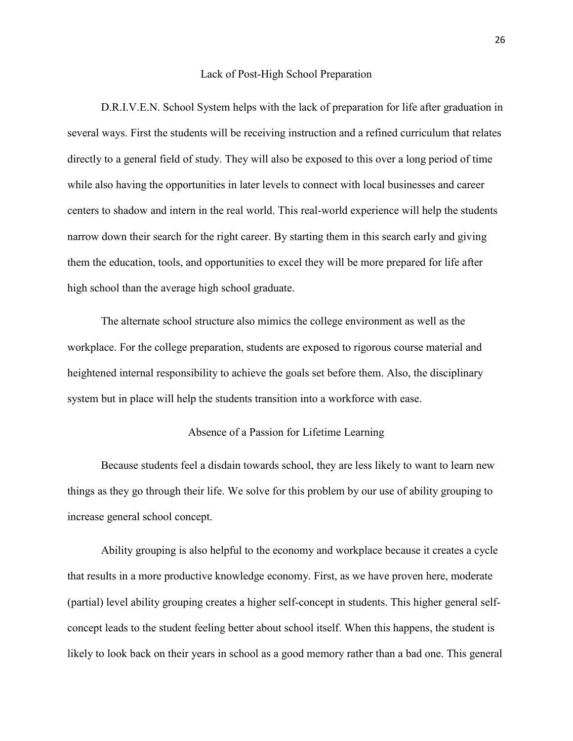## Lack of Post-High School Preparation

D.R.I.V.E.N. School System helps with the lack of preparation for life after graduation in several ways. First the students will be receiving instruction and a refined curriculum that relates directly to a general field of study. They will also be exposed to this over a long period of time while also having the opportunities in later levels to connect with local businesses and career centers to shadow and intern in the real world. This real-world experience will help the students narrow down their search for the right career. By starting them in this search early and giving them the education, tools, and opportunities to excel they will be more prepared for life after high school than the average high school graduate.

The alternate school structure also mimics the college environment as well as the workplace. For the college preparation, students are exposed to rigorous course material and heightened internal responsibility to achieve the goals set before them. Also, the disciplinary system but in place will help the students transition into a workforce with ease.

## Absence of a Passion for Lifetime Learning

Because students feel a disdain towards school, they are less likely to want to learn new things as they go through their life. We solve for this problem by our use of ability grouping to increase general school concept.

Ability grouping is also helpful to the economy and workplace because it creates a cycle that results in a more productive knowledge economy. First, as we have proven here, moderate (partial) level ability grouping creates a higher self-concept in students. This higher general self-concept leads to the student feeling better about school itself. When this happens, the student is likely to look back on their years in school as a good memory rather than a bad one. This general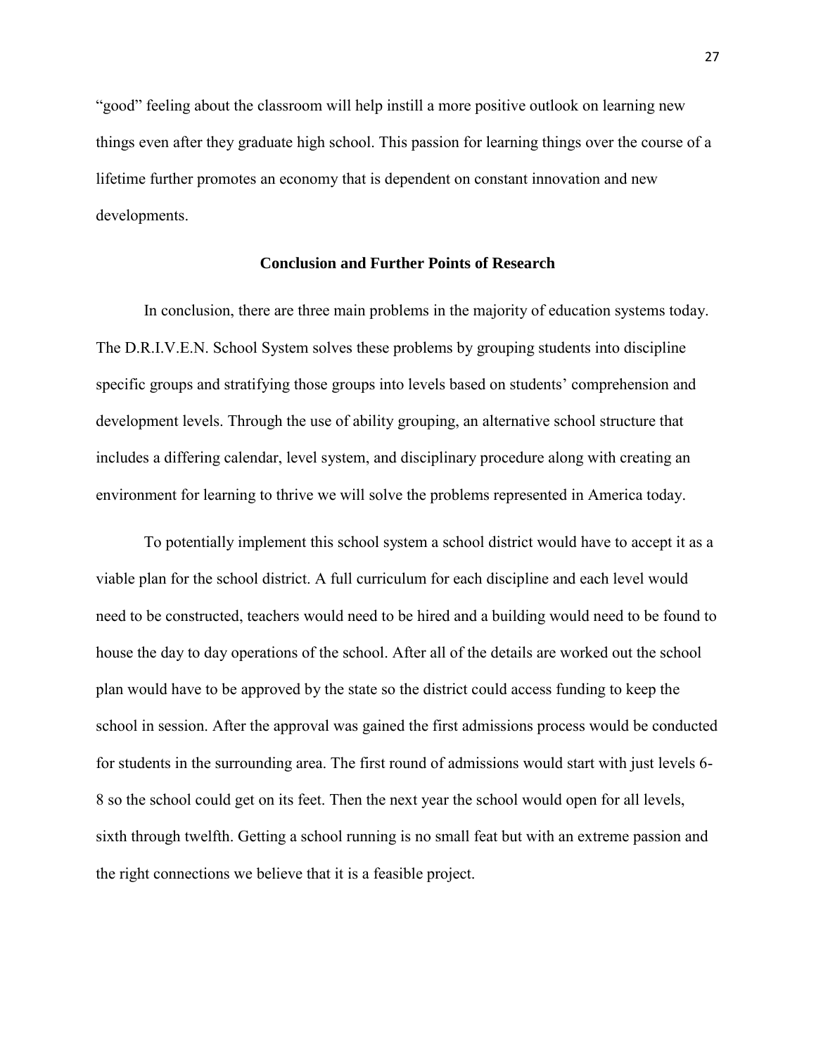"good" feeling about the classroom will help instill a more positive outlook on learning new things even after they graduate high school. This passion for learning things over the course of a lifetime further promotes an economy that is dependent on constant innovation and new developments.

## Conclusion and Further Points of Research

In conclusion, there are three main problems in the majority of education systems today. The D.R.I.V.E.N. School System solves these problems by grouping students into discipline specific groups and stratifying those groups into levels based on students' comprehension and development levels. Through the use of ability grouping, an alternative school structure that includes a differing calendar, level system, and disciplinary procedure along with creating an environment for learning to thrive we will solve the problems represented in America today.

To potentially implement this school system a school district would have to accept it as a viable plan for the school district. A full curriculum for each discipline and each level would need to be constructed, teachers would need to be hired and a building would need to be found to house the day to day operations of the school. After all of the details are worked out the school plan would have to be approved by the state so the district could access funding to keep the school in session. After the approval was gained the first admissions process would be conducted for students in the surrounding area. The first round of admissions would start with just levels 6-8 so the school could get on its feet. Then the next year the school would open for all levels, sixth through twelfth. Getting a school running is no small feat but with an extreme passion and the right connections we believe that it is a feasible project.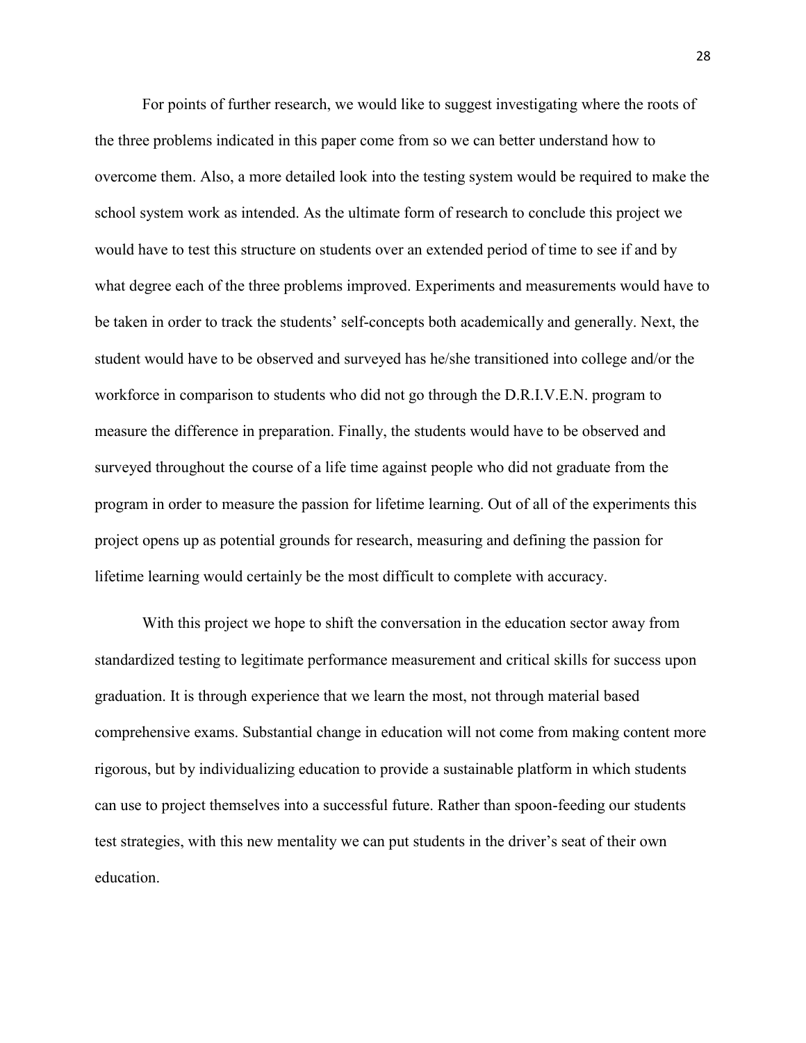For points of further research, we would like to suggest investigating where the roots of the three problems indicated in this paper come from so we can better understand how to overcome them. Also, a more detailed look into the testing system would be required to make the school system work as intended. As the ultimate form of research to conclude this project we would have to test this structure on students over an extended period of time to see if and by what degree each of the three problems improved. Experiments and measurements would have to be taken in order to track the students' self-concepts both academically and generally. Next, the student would have to be observed and surveyed has he/she transitioned into college and/or the workforce in comparison to students who did not go through the D.R.I.V.E.N. program to measure the difference in preparation. Finally, the students would have to be observed and surveyed throughout the course of a life time against people who did not graduate from the program in order to measure the passion for lifetime learning. Out of all of the experiments this project opens up as potential grounds for research, measuring and defining the passion for lifetime learning would certainly be the most difficult to complete with accuracy.

With this project we hope to shift the conversation in the education sector away from standardized testing to legitimate performance measurement and critical skills for success upon graduation. It is through experience that we learn the most, not through material based comprehensive exams. Substantial change in education will not come from making content more rigorous, but by individualizing education to provide a sustainable platform in which students can use to project themselves into a successful future. Rather than spoon-feeding our students test strategies, with this new mentality we can put students in the driver's seat of their own education.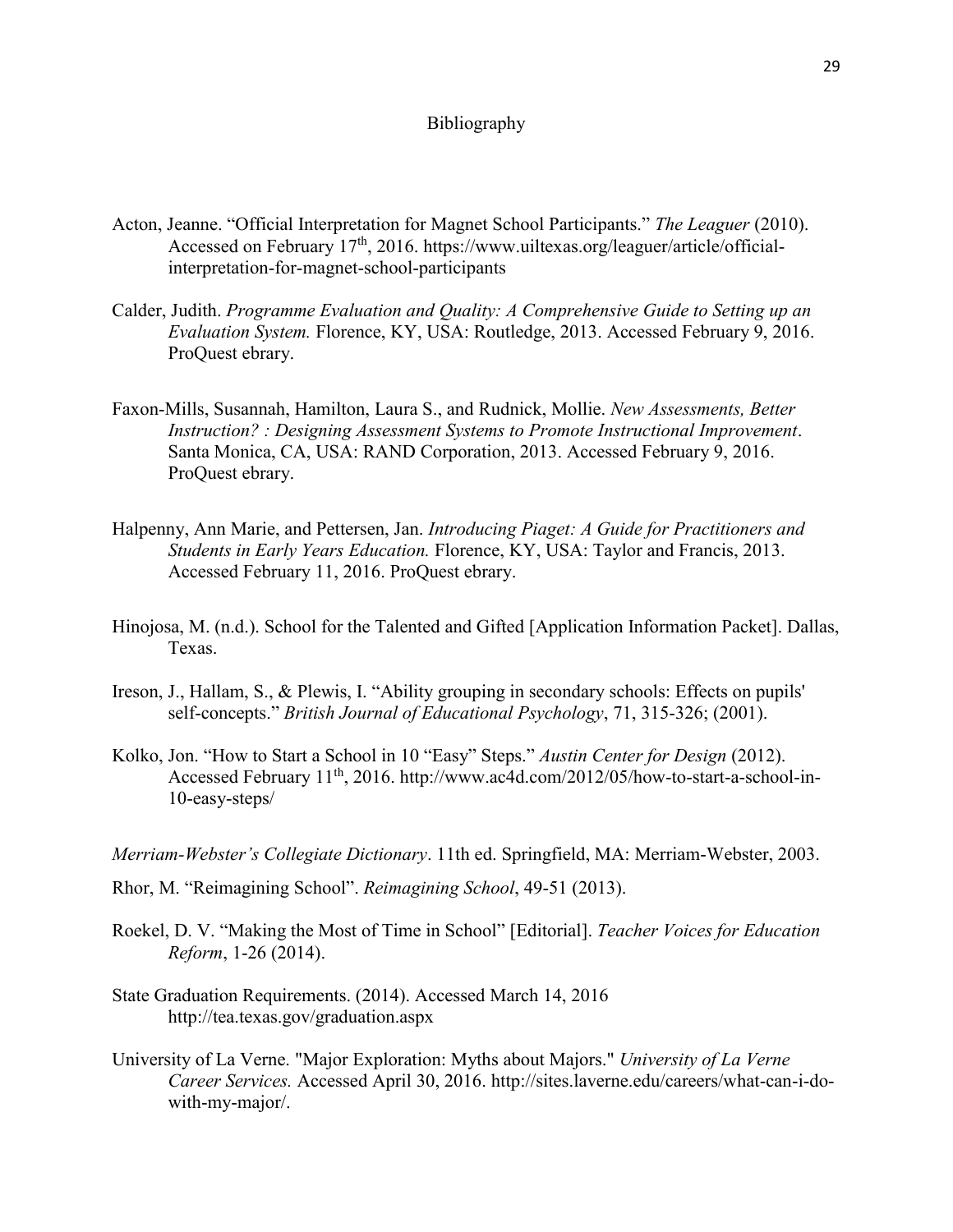# Bibliography

Acton, Jeanne. "Official Interpretation for Magnet School Participants." *The Leaguer* (2010). Accessed on February 17th, 2016. https://www.uiltexas.org/leaguer/article/official-interpretation-for-magnet-school-participants

Calder, Judith. *Programme Evaluation and Quality: A Comprehensive Guide to Setting up an Evaluation System.* Florence, KY, USA: Routledge, 2013. Accessed February 9, 2016. ProQuest ebrary.

Faxon-Mills, Susannah, Hamilton, Laura S., and Rudnick, Mollie. *New Assessments, Better Instruction? : Designing Assessment Systems to Promote Instructional Improvement*. Santa Monica, CA, USA: RAND Corporation, 2013. Accessed February 9, 2016. ProQuest ebrary.

Halpenny, Ann Marie, and Pettersen, Jan. *Introducing Piaget: A Guide for Practitioners and Students in Early Years Education.* Florence, KY, USA: Taylor and Francis, 2013. Accessed February 11, 2016. ProQuest ebrary.

Hinojosa, M. (n.d.). School for the Talented and Gifted [Application Information Packet]. Dallas, Texas.

Ireson, J., Hallam, S., & Plewis, I. "Ability grouping in secondary schools: Effects on pupils' self-concepts." *British Journal of Educational Psychology*, 71, 315-326; (2001).

Kolko, Jon. "How to Start a School in 10 "Easy" Steps." *Austin Center for Design* (2012). Accessed February 11th, 2016. http://www.ac4d.com/2012/05/how-to-start-a-school-in-10-easy-steps/

*Merriam-Webster's Collegiate Dictionary*. 11th ed. Springfield, MA: Merriam-Webster, 2003.

Rhor, M. "Reimagining School". *Reimagining School*, 49-51 (2013).

Roekel, D. V. "Making the Most of Time in School" [Editorial]. *Teacher Voices for Education Reform*, 1-26 (2014).

State Graduation Requirements. (2014). Accessed March 14, 2016 http://tea.texas.gov/graduation.aspx

University of La Verne. "Major Exploration: Myths about Majors." *University of La Verne Career Services.* Accessed April 30, 2016. http://sites.laverne.edu/careers/what-can-i-do-with-my-major/.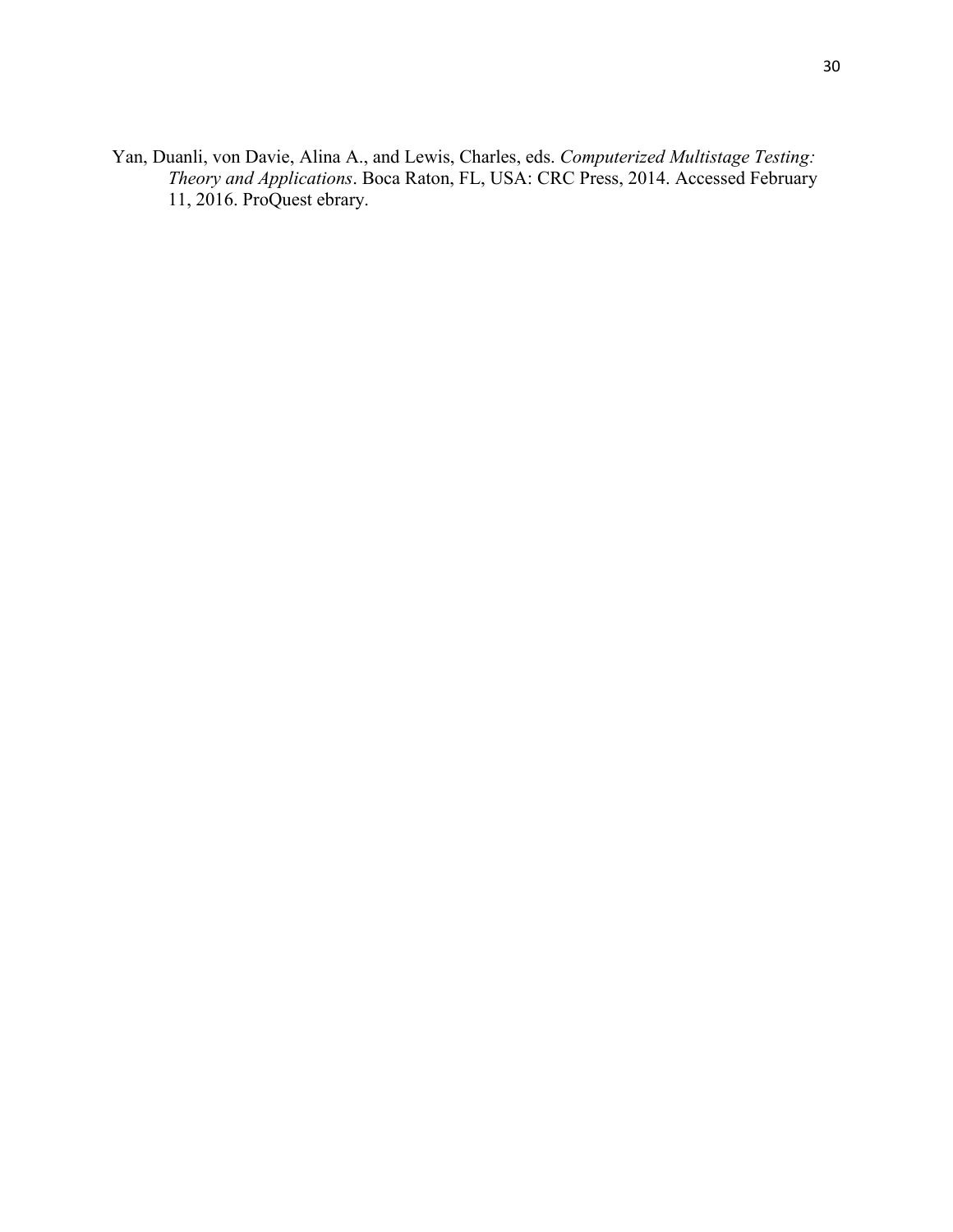Yan, Duanli, von Davie, Alina A., and Lewis, Charles, eds. *Computerized Multistage Testing: Theory and Applications*. Boca Raton, FL, USA: CRC Press, 2014. Accessed February 11, 2016. ProQuest ebrary.